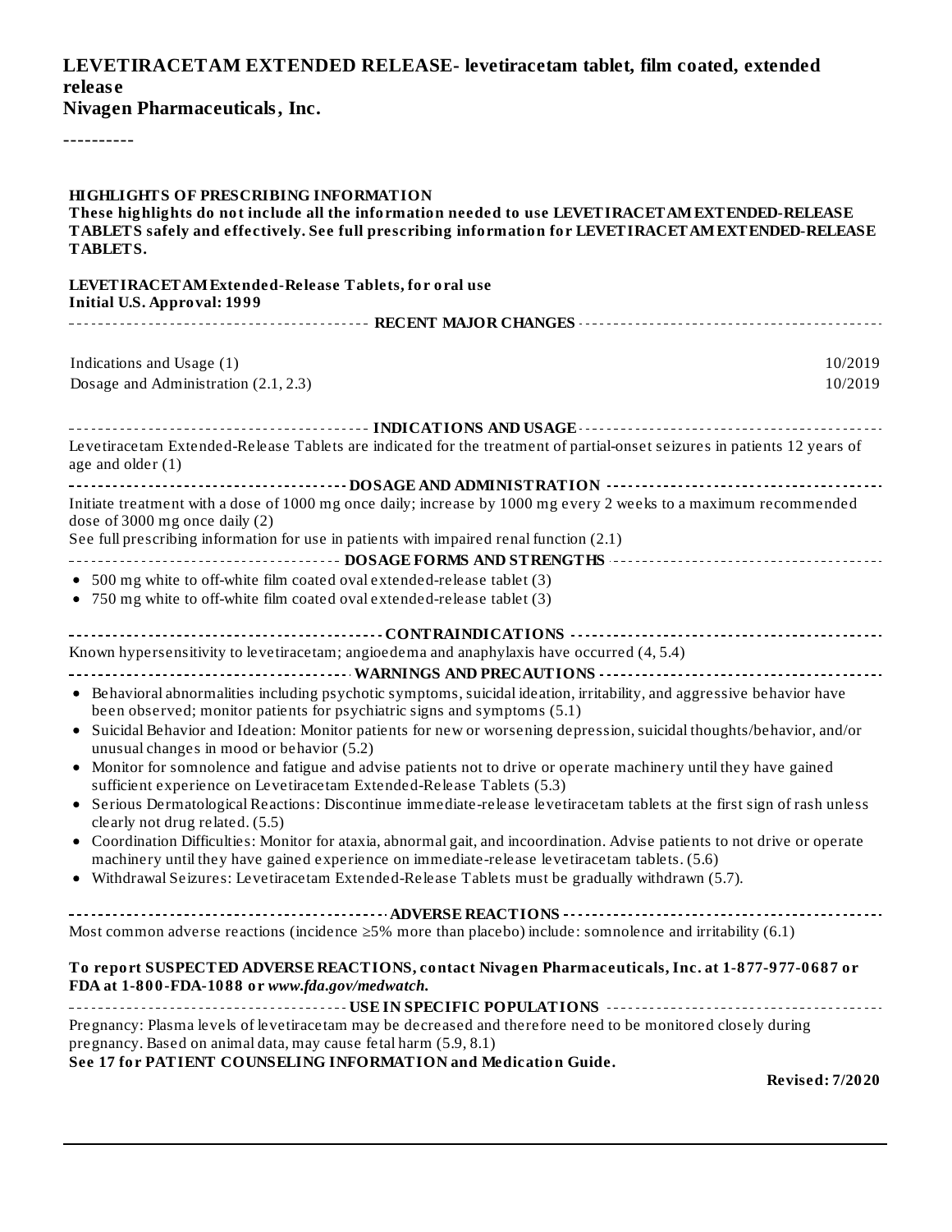# LEVETIRACETAM EXTENDED RELEASE- levetiracetam tablet, film coated, extended release

**Nivagen Pharmaceuticals, Inc.**

----------

**HIGHLIGHTS OF PRESCRIBING INFORMATION**

**These highlights do not include all the information needed to use LEVETIRACETAM EXTENDED-RELEASE TABLETS safely and effectively. See full prescribing information for LEVETIRACETAM EXTENDED-RELEASE TABLETS.**

**LEVETIRACETAM Extended-Release Tablets, for oral use**
**Initial U.S. Approval: 1999**

**RECENT MAJOR CHANGES**

| | |
|---|---|
| Indications and Usage (1) | 10/2019 |
| Dosage and Administration (2.1, 2.3) | 10/2019 |

**INDICATIONS AND USAGE**

Levetiracetam Extended-Release Tablets are indicated for the treatment of partial-onset seizures in patients 12 years of age and older (1)

**DOSAGE AND ADMINISTRATION**

Initiate treatment with a dose of 1000 mg once daily; increase by 1000 mg every 2 weeks to a maximum recommended dose of 3000 mg once daily (2)

See full prescribing information for use in patients with impaired renal function (2.1)

**DOSAGE FORMS AND STRENGTHS**

- 500 mg white to off-white film coated oval extended-release tablet (3)
- 750 mg white to off-white film coated oval extended-release tablet (3)

**CONTRAINDICATIONS**

Known hypersensitivity to levetiracetam; angioedema and anaphylaxis have occurred (4, 5.4)

**WARNINGS AND PRECAUTIONS**

- Behavioral abnormalities including psychotic symptoms, suicidal ideation, irritability, and aggressive behavior have been observed; monitor patients for psychiatric signs and symptoms (5.1)
- Suicidal Behavior and Ideation: Monitor patients for new or worsening depression, suicidal thoughts/behavior, and/or unusual changes in mood or behavior (5.2)
- Monitor for somnolence and fatigue and advise patients not to drive or operate machinery until they have gained sufficient experience on Levetiracetam Extended-Release Tablets (5.3)
- Serious Dermatological Reactions: Discontinue immediate-release levetiracetam tablets at the first sign of rash unless clearly not drug related. (5.5)
- Coordination Difficulties: Monitor for ataxia, abnormal gait, and incoordination. Advise patients to not drive or operate machinery until they have gained experience on immediate-release levetiracetam tablets. (5.6)
- Withdrawal Seizures: Levetiracetam Extended-Release Tablets must be gradually withdrawn (5.7).

**ADVERSE REACTIONS**

Most common adverse reactions (incidence ≥5% more than placebo) include: somnolence and irritability (6.1)

**To report SUSPECTED ADVERSE REACTIONS, contact Nivagen Pharmaceuticals, Inc. at 1-877-977-0687 or FDA at 1-800-FDA-1088 or *www.fda.gov/medwatch.***

**USE IN SPECIFIC POPULATIONS**

Pregnancy: Plasma levels of levetiracetam may be decreased and therefore need to be monitored closely during pregnancy. Based on animal data, may cause fetal harm (5.9, 8.1)

**See 17 for PATIENT COUNSELING INFORMATION and Medication Guide.**

**Revised: 7/2020**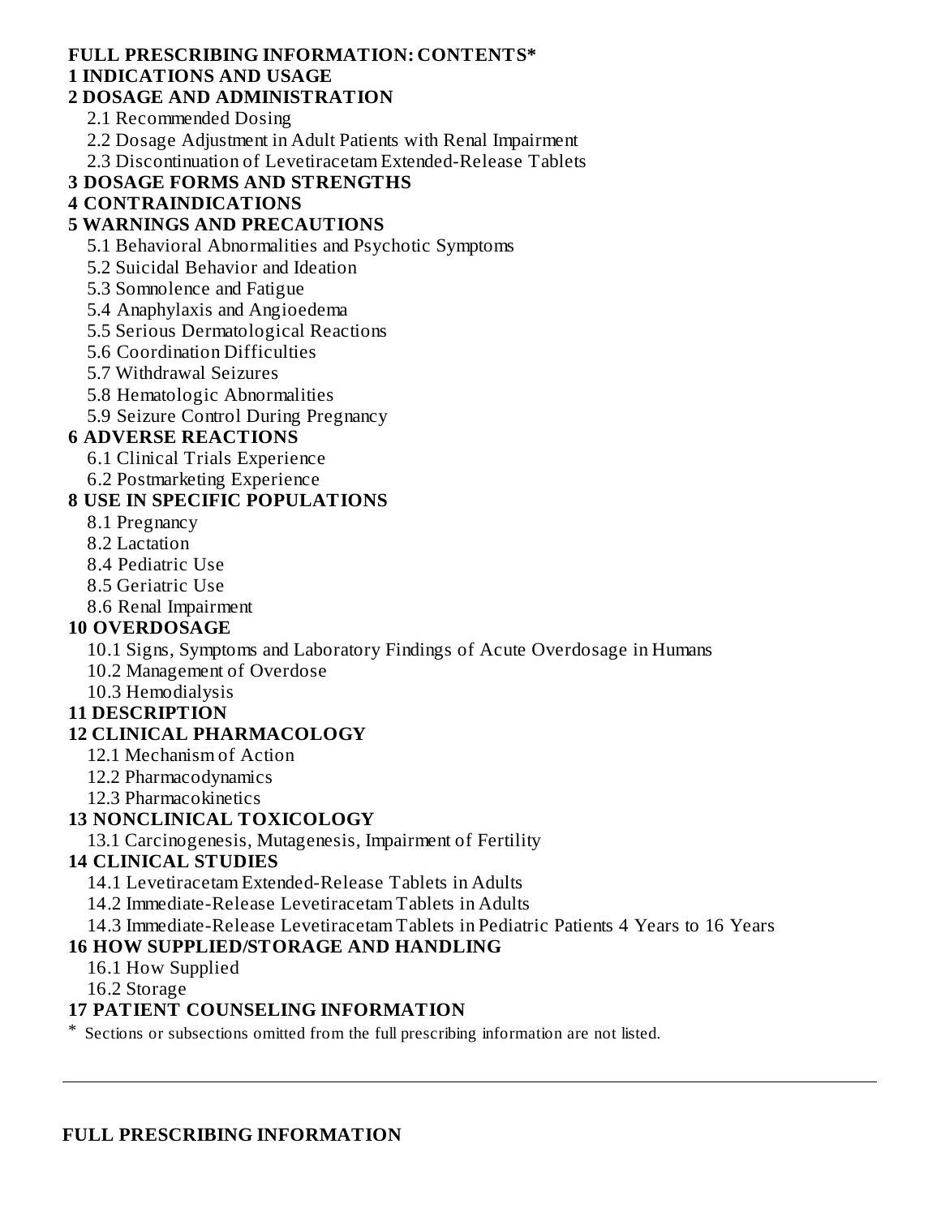## FULL PRESCRIBING INFORMATION: CONTENTS*

**1 INDICATIONS AND USAGE**

**2 DOSAGE AND ADMINISTRATION**

- 2.1 Recommended Dosing
- 2.2 Dosage Adjustment in Adult Patients with Renal Impairment
- 2.3 Discontinuation of Levetiracetam Extended-Release Tablets

**3 DOSAGE FORMS AND STRENGTHS**

**4 CONTRAINDICATIONS**

**5 WARNINGS AND PRECAUTIONS**

- 5.1 Behavioral Abnormalities and Psychotic Symptoms
- 5.2 Suicidal Behavior and Ideation
- 5.3 Somnolence and Fatigue
- 5.4 Anaphylaxis and Angioedema
- 5.5 Serious Dermatological Reactions
- 5.6 Coordination Difficulties
- 5.7 Withdrawal Seizures
- 5.8 Hematologic Abnormalities
- 5.9 Seizure Control During Pregnancy

**6 ADVERSE REACTIONS**

- 6.1 Clinical Trials Experience
- 6.2 Postmarketing Experience

**8 USE IN SPECIFIC POPULATIONS**

- 8.1 Pregnancy
- 8.2 Lactation
- 8.4 Pediatric Use
- 8.5 Geriatric Use
- 8.6 Renal Impairment

**10 OVERDOSAGE**

- 10.1 Signs, Symptoms and Laboratory Findings of Acute Overdosage in Humans
- 10.2 Management of Overdose
- 10.3 Hemodialysis

**11 DESCRIPTION**

**12 CLINICAL PHARMACOLOGY**

- 12.1 Mechanism of Action
- 12.2 Pharmacodynamics
- 12.3 Pharmacokinetics

**13 NONCLINICAL TOXICOLOGY**

- 13.1 Carcinogenesis, Mutagenesis, Impairment of Fertility

**14 CLINICAL STUDIES**

- 14.1 Levetiracetam Extended-Release Tablets in Adults
- 14.2 Immediate-Release Levetiracetam Tablets in Adults
- 14.3 Immediate-Release Levetiracetam Tablets in Pediatric Patients 4 Years to 16 Years

**16 HOW SUPPLIED/STORAGE AND HANDLING**

- 16.1 How Supplied
- 16.2 Storage

**17 PATIENT COUNSELING INFORMATION**

\* Sections or subsections omitted from the full prescribing information are not listed.

---

## FULL PRESCRIBING INFORMATION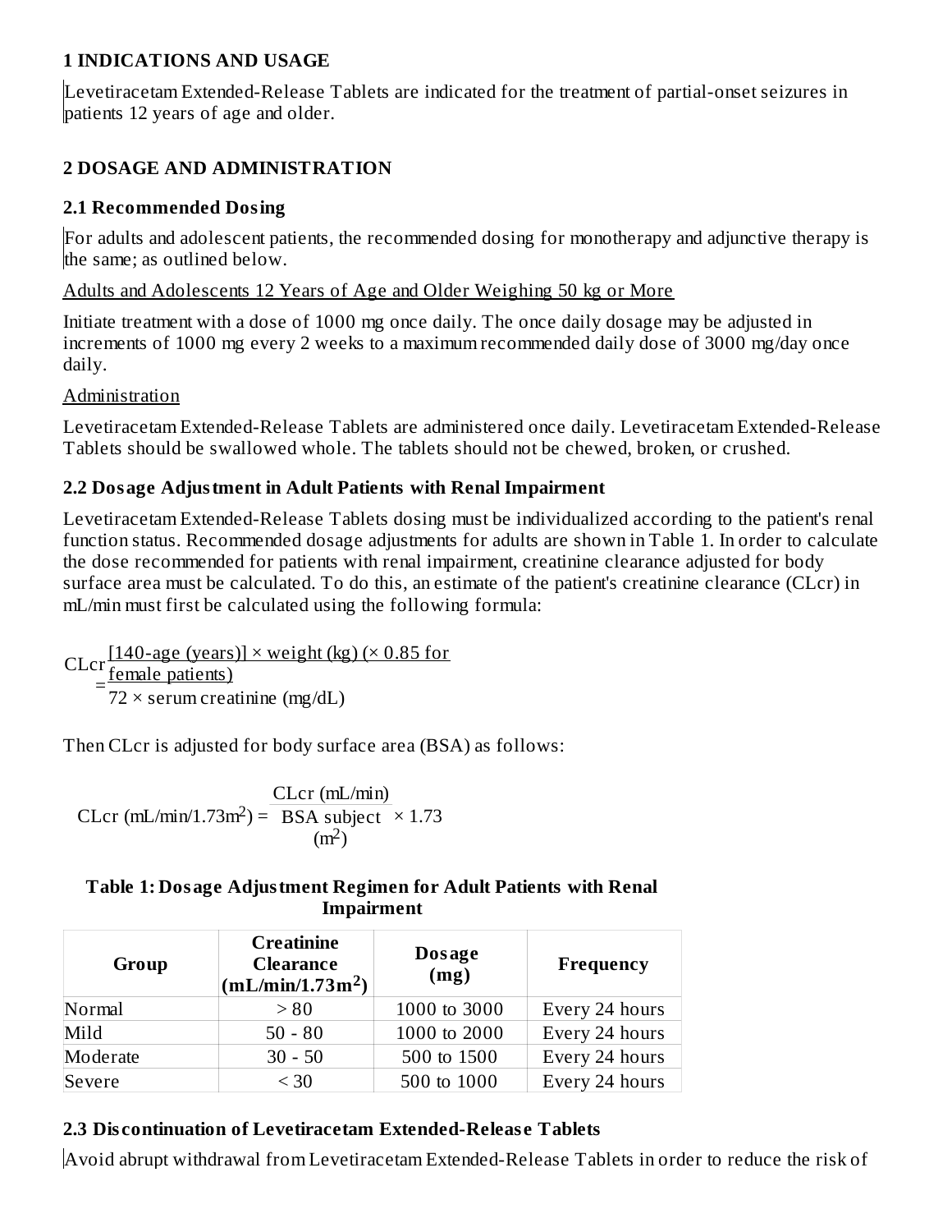## 1 INDICATIONS AND USAGE

Levetiracetam Extended-Release Tablets are indicated for the treatment of partial-onset seizures in patients 12 years of age and older.

## 2 DOSAGE AND ADMINISTRATION

### 2.1 Recommended Dosing

For adults and adolescent patients, the recommended dosing for monotherapy and adjunctive therapy is the same; as outlined below.

Adults and Adolescents 12 Years of Age and Older Weighing 50 kg or More

Initiate treatment with a dose of 1000 mg once daily. The once daily dosage may be adjusted in increments of 1000 mg every 2 weeks to a maximum recommended daily dose of 3000 mg/day once daily.

Administration

Levetiracetam Extended-Release Tablets are administered once daily. Levetiracetam Extended-Release Tablets should be swallowed whole. The tablets should not be chewed, broken, or crushed.

### 2.2 Dosage Adjustment in Adult Patients with Renal Impairment

Levetiracetam Extended-Release Tablets dosing must be individualized according to the patient's renal function status. Recommended dosage adjustments for adults are shown in Table 1. In order to calculate the dose recommended for patients with renal impairment, creatinine clearance adjusted for body surface area must be calculated. To do this, an estimate of the patient's creatinine clearance (CLcr) in mL/min must first be calculated using the following formula:

$$\text{CLcr} = \frac{[140\text{-age (years)}] \times \text{weight (kg)} \ (\times 0.85 \text{ for female patients})}{72 \times \text{serum creatinine (mg/dL)}}$$

Then CLcr is adjusted for body surface area (BSA) as follows:

$$\text{CLcr (mL/min/1.73m}^2) = \frac{\text{CLcr (mL/min)}}{\text{BSA subject (m}^2)} \times 1.73$$

**Table 1: Dosage Adjustment Regimen for Adult Patients with Renal Impairment**

| Group | Creatinine Clearance (mL/min/1.73m$^2$) | Dosage (mg) | Frequency |
|---|---|---|---|
| Normal | > 80 | 1000 to 3000 | Every 24 hours |
| Mild | 50 - 80 | 1000 to 2000 | Every 24 hours |
| Moderate | 30 - 50 | 500 to 1500 | Every 24 hours |
| Severe | < 30 | 500 to 1000 | Every 24 hours |

### 2.3 Discontinuation of Levetiracetam Extended-Release Tablets

Avoid abrupt withdrawal from Levetiracetam Extended-Release Tablets in order to reduce the risk of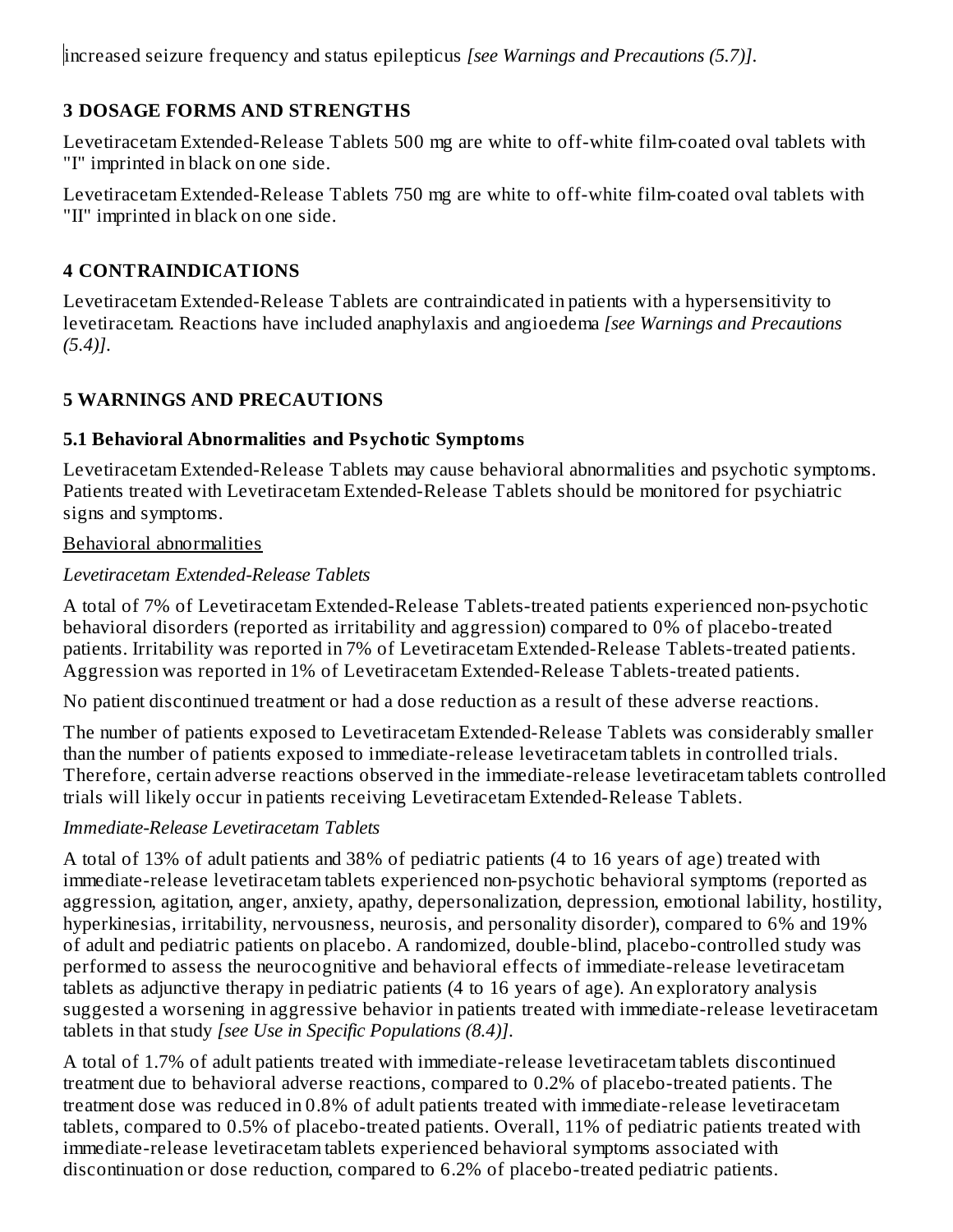increased seizure frequency and status epilepticus *[see Warnings and Precautions (5.7)]*.

## 3 DOSAGE FORMS AND STRENGTHS

Levetiracetam Extended-Release Tablets 500 mg are white to off-white film-coated oval tablets with "I" imprinted in black on one side.

Levetiracetam Extended-Release Tablets 750 mg are white to off-white film-coated oval tablets with "II" imprinted in black on one side.

## 4 CONTRAINDICATIONS

Levetiracetam Extended-Release Tablets are contraindicated in patients with a hypersensitivity to levetiracetam. Reactions have included anaphylaxis and angioedema *[see Warnings and Precautions (5.4)]*.

## 5 WARNINGS AND PRECAUTIONS

### 5.1 Behavioral Abnormalities and Psychotic Symptoms

Levetiracetam Extended-Release Tablets may cause behavioral abnormalities and psychotic symptoms. Patients treated with Levetiracetam Extended-Release Tablets should be monitored for psychiatric signs and symptoms.

Behavioral abnormalities

*Levetiracetam Extended-Release Tablets*

A total of 7% of Levetiracetam Extended-Release Tablets-treated patients experienced non-psychotic behavioral disorders (reported as irritability and aggression) compared to 0% of placebo-treated patients. Irritability was reported in 7% of Levetiracetam Extended-Release Tablets-treated patients. Aggression was reported in 1% of Levetiracetam Extended-Release Tablets-treated patients.

No patient discontinued treatment or had a dose reduction as a result of these adverse reactions.

The number of patients exposed to Levetiracetam Extended-Release Tablets was considerably smaller than the number of patients exposed to immediate-release levetiracetam tablets in controlled trials. Therefore, certain adverse reactions observed in the immediate-release levetiracetam tablets controlled trials will likely occur in patients receiving Levetiracetam Extended-Release Tablets.

*Immediate-Release Levetiracetam Tablets*

A total of 13% of adult patients and 38% of pediatric patients (4 to 16 years of age) treated with immediate-release levetiracetam tablets experienced non-psychotic behavioral symptoms (reported as aggression, agitation, anger, anxiety, apathy, depersonalization, depression, emotional lability, hostility, hyperkinesias, irritability, nervousness, neurosis, and personality disorder), compared to 6% and 19% of adult and pediatric patients on placebo. A randomized, double-blind, placebo-controlled study was performed to assess the neurocognitive and behavioral effects of immediate-release levetiracetam tablets as adjunctive therapy in pediatric patients (4 to 16 years of age). An exploratory analysis suggested a worsening in aggressive behavior in patients treated with immediate-release levetiracetam tablets in that study *[see Use in Specific Populations (8.4)]*.

A total of 1.7% of adult patients treated with immediate-release levetiracetam tablets discontinued treatment due to behavioral adverse reactions, compared to 0.2% of placebo-treated patients. The treatment dose was reduced in 0.8% of adult patients treated with immediate-release levetiracetam tablets, compared to 0.5% of placebo-treated patients. Overall, 11% of pediatric patients treated with immediate-release levetiracetam tablets experienced behavioral symptoms associated with discontinuation or dose reduction, compared to 6.2% of placebo-treated pediatric patients.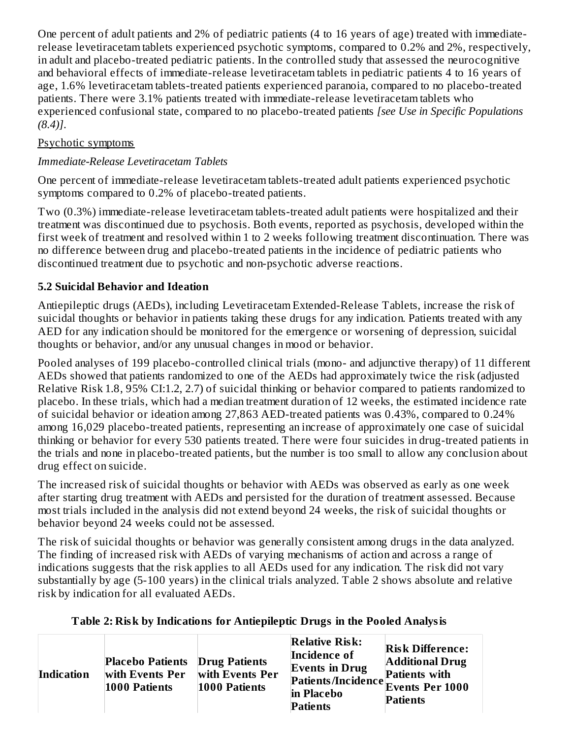One percent of adult patients and 2% of pediatric patients (4 to 16 years of age) treated with immediate-release levetiracetam tablets experienced psychotic symptoms, compared to 0.2% and 2%, respectively, in adult and placebo-treated pediatric patients. In the controlled study that assessed the neurocognitive and behavioral effects of immediate-release levetiracetam tablets in pediatric patients 4 to 16 years of age, 1.6% levetiracetam tablets-treated patients experienced paranoia, compared to no placebo-treated patients. There were 3.1% patients treated with immediate-release levetiracetam tablets who experienced confusional state, compared to no placebo-treated patients *[see Use in Specific Populations (8.4)]*.

<u>Psychotic symptoms</u>

*Immediate-Release Levetiracetam Tablets*

One percent of immediate-release levetiracetam tablets-treated adult patients experienced psychotic symptoms compared to 0.2% of placebo-treated patients.

Two (0.3%) immediate-release levetiracetam tablets-treated adult patients were hospitalized and their treatment was discontinued due to psychosis. Both events, reported as psychosis, developed within the first week of treatment and resolved within 1 to 2 weeks following treatment discontinuation. There was no difference between drug and placebo-treated patients in the incidence of pediatric patients who discontinued treatment due to psychotic and non-psychotic adverse reactions.

### 5.2 Suicidal Behavior and Ideation

Antiepileptic drugs (AEDs), including Levetiracetam Extended-Release Tablets, increase the risk of suicidal thoughts or behavior in patients taking these drugs for any indication. Patients treated with any AED for any indication should be monitored for the emergence or worsening of depression, suicidal thoughts or behavior, and/or any unusual changes in mood or behavior.

Pooled analyses of 199 placebo-controlled clinical trials (mono- and adjunctive therapy) of 11 different AEDs showed that patients randomized to one of the AEDs had approximately twice the risk (adjusted Relative Risk 1.8, 95% CI:1.2, 2.7) of suicidal thinking or behavior compared to patients randomized to placebo. In these trials, which had a median treatment duration of 12 weeks, the estimated incidence rate of suicidal behavior or ideation among 27,863 AED-treated patients was 0.43%, compared to 0.24% among 16,029 placebo-treated patients, representing an increase of approximately one case of suicidal thinking or behavior for every 530 patients treated. There were four suicides in drug-treated patients in the trials and none in placebo-treated patients, but the number is too small to allow any conclusion about drug effect on suicide.

The increased risk of suicidal thoughts or behavior with AEDs was observed as early as one week after starting drug treatment with AEDs and persisted for the duration of treatment assessed. Because most trials included in the analysis did not extend beyond 24 weeks, the risk of suicidal thoughts or behavior beyond 24 weeks could not be assessed.

The risk of suicidal thoughts or behavior was generally consistent among drugs in the data analyzed. The finding of increased risk with AEDs of varying mechanisms of action and across a range of indications suggests that the risk applies to all AEDs used for any indication. The risk did not vary substantially by age (5-100 years) in the clinical trials analyzed. Table 2 shows absolute and relative risk by indication for all evaluated AEDs.

**Table 2: Risk by Indications for Antiepileptic Drugs in the Pooled Analysis**

| Indication | Placebo Patients with Events Per 1000 Patients | Drug Patients with Events Per 1000 Patients | Relative Risk: Incidence of Events in Drug Patients/Incidence in Placebo Patients | Risk Difference: Additional Drug Patients with Events Per 1000 Patients |
|---|---|---|---|---|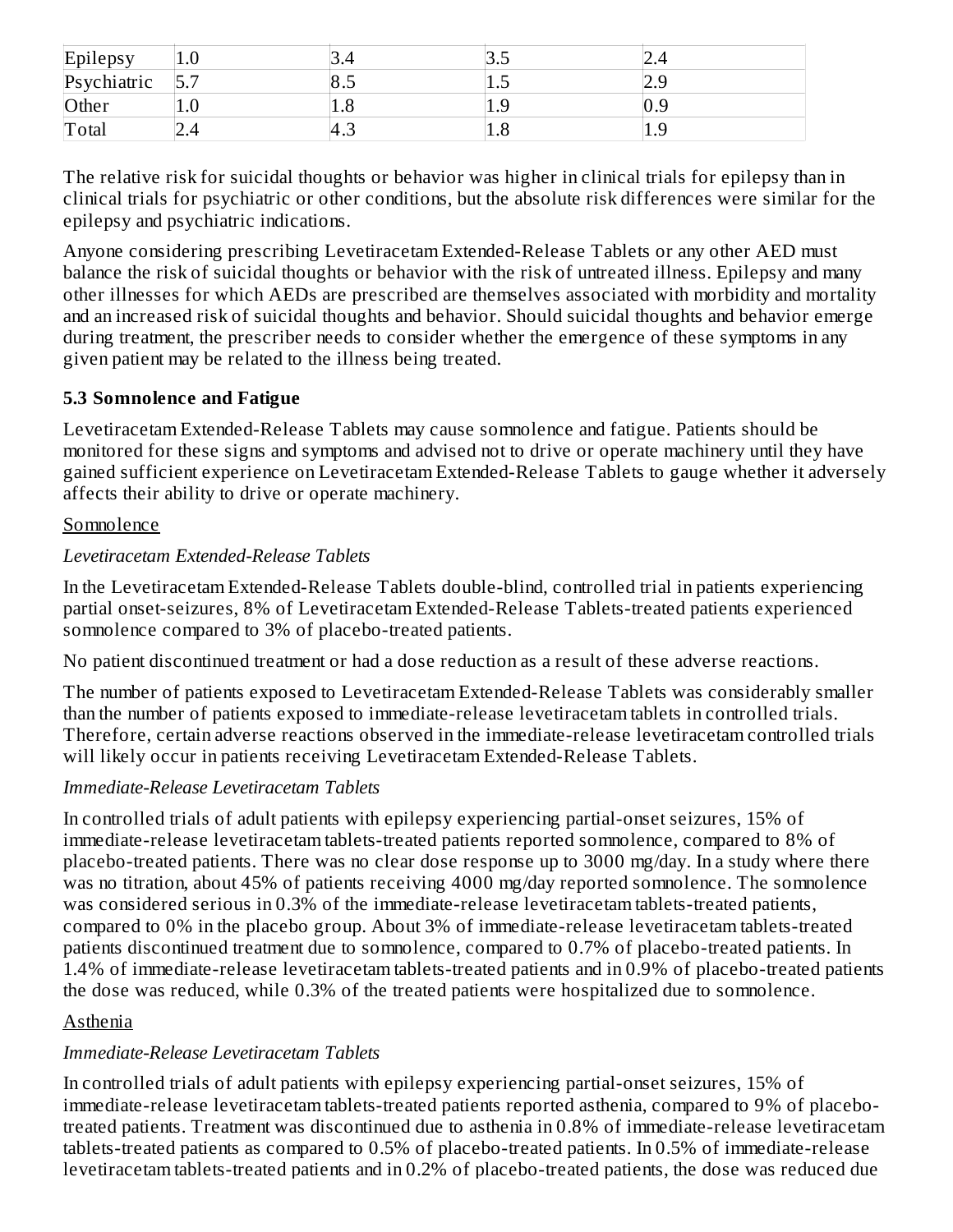| Epilepsy | 1.0 | 3.4 | 3.5 | 2.4 |
|---|---|---|---|---|
| Psychiatric | 5.7 | 8.5 | 1.5 | 2.9 |
| Other | 1.0 | 1.8 | 1.9 | 0.9 |
| Total | 2.4 | 4.3 | 1.8 | 1.9 |

The relative risk for suicidal thoughts or behavior was higher in clinical trials for epilepsy than in clinical trials for psychiatric or other conditions, but the absolute risk differences were similar for the epilepsy and psychiatric indications.

Anyone considering prescribing Levetiracetam Extended-Release Tablets or any other AED must balance the risk of suicidal thoughts or behavior with the risk of untreated illness. Epilepsy and many other illnesses for which AEDs are prescribed are themselves associated with morbidity and mortality and an increased risk of suicidal thoughts and behavior. Should suicidal thoughts and behavior emerge during treatment, the prescriber needs to consider whether the emergence of these symptoms in any given patient may be related to the illness being treated.

### 5.3 Somnolence and Fatigue

Levetiracetam Extended-Release Tablets may cause somnolence and fatigue. Patients should be monitored for these signs and symptoms and advised not to drive or operate machinery until they have gained sufficient experience on Levetiracetam Extended-Release Tablets to gauge whether it adversely affects their ability to drive or operate machinery.

Somnolence

*Levetiracetam Extended-Release Tablets*

In the Levetiracetam Extended-Release Tablets double-blind, controlled trial in patients experiencing partial onset-seizures, 8% of Levetiracetam Extended-Release Tablets-treated patients experienced somnolence compared to 3% of placebo-treated patients.

No patient discontinued treatment or had a dose reduction as a result of these adverse reactions.

The number of patients exposed to Levetiracetam Extended-Release Tablets was considerably smaller than the number of patients exposed to immediate-release levetiracetam tablets in controlled trials. Therefore, certain adverse reactions observed in the immediate-release levetiracetam controlled trials will likely occur in patients receiving Levetiracetam Extended-Release Tablets.

*Immediate-Release Levetiracetam Tablets*

In controlled trials of adult patients with epilepsy experiencing partial-onset seizures, 15% of immediate-release levetiracetam tablets-treated patients reported somnolence, compared to 8% of placebo-treated patients. There was no clear dose response up to 3000 mg/day. In a study where there was no titration, about 45% of patients receiving 4000 mg/day reported somnolence. The somnolence was considered serious in 0.3% of the immediate-release levetiracetam tablets-treated patients, compared to 0% in the placebo group. About 3% of immediate-release levetiracetam tablets-treated patients discontinued treatment due to somnolence, compared to 0.7% of placebo-treated patients. In 1.4% of immediate-release levetiracetam tablets-treated patients and in 0.9% of placebo-treated patients the dose was reduced, while 0.3% of the treated patients were hospitalized due to somnolence.

Asthenia

*Immediate-Release Levetiracetam Tablets*

In controlled trials of adult patients with epilepsy experiencing partial-onset seizures, 15% of immediate-release levetiracetam tablets-treated patients reported asthenia, compared to 9% of placebo-treated patients. Treatment was discontinued due to asthenia in 0.8% of immediate-release levetiracetam tablets-treated patients as compared to 0.5% of placebo-treated patients. In 0.5% of immediate-release levetiracetam tablets-treated patients and in 0.2% of placebo-treated patients, the dose was reduced due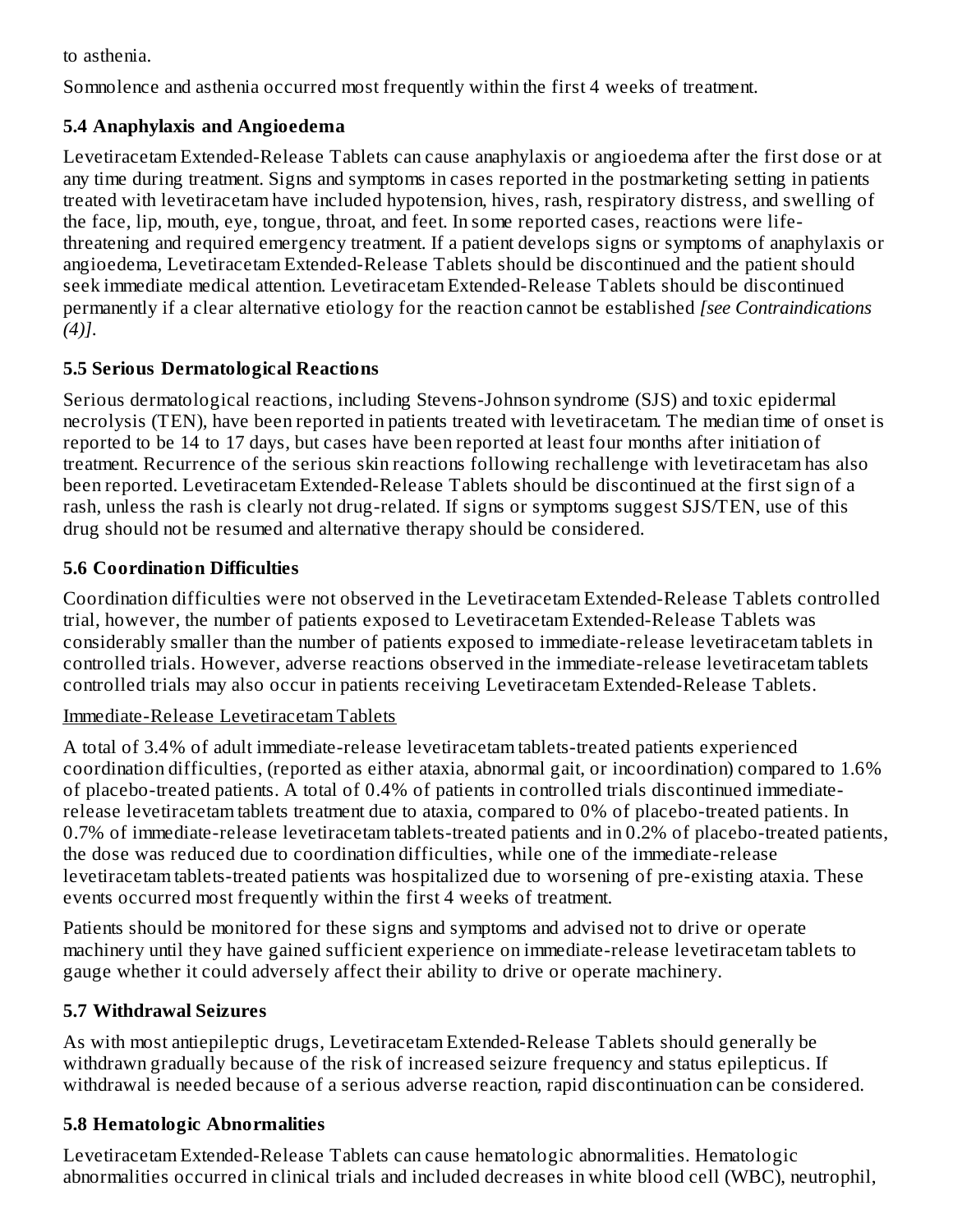to asthenia.

Somnolence and asthenia occurred most frequently within the first 4 weeks of treatment.

### 5.4 Anaphylaxis and Angioedema

Levetiracetam Extended-Release Tablets can cause anaphylaxis or angioedema after the first dose or at any time during treatment. Signs and symptoms in cases reported in the postmarketing setting in patients treated with levetiracetam have included hypotension, hives, rash, respiratory distress, and swelling of the face, lip, mouth, eye, tongue, throat, and feet. In some reported cases, reactions were life-threatening and required emergency treatment. If a patient develops signs or symptoms of anaphylaxis or angioedema, Levetiracetam Extended-Release Tablets should be discontinued and the patient should seek immediate medical attention. Levetiracetam Extended-Release Tablets should be discontinued permanently if a clear alternative etiology for the reaction cannot be established *[see Contraindications (4)]*.

### 5.5 Serious Dermatological Reactions

Serious dermatological reactions, including Stevens-Johnson syndrome (SJS) and toxic epidermal necrolysis (TEN), have been reported in patients treated with levetiracetam. The median time of onset is reported to be 14 to 17 days, but cases have been reported at least four months after initiation of treatment. Recurrence of the serious skin reactions following rechallenge with levetiracetam has also been reported. Levetiracetam Extended-Release Tablets should be discontinued at the first sign of a rash, unless the rash is clearly not drug-related. If signs or symptoms suggest SJS/TEN, use of this drug should not be resumed and alternative therapy should be considered.

### 5.6 Coordination Difficulties

Coordination difficulties were not observed in the Levetiracetam Extended-Release Tablets controlled trial, however, the number of patients exposed to Levetiracetam Extended-Release Tablets was considerably smaller than the number of patients exposed to immediate-release levetiracetam tablets in controlled trials. However, adverse reactions observed in the immediate-release levetiracetam tablets controlled trials may also occur in patients receiving Levetiracetam Extended-Release Tablets.

Immediate-Release Levetiracetam Tablets

A total of 3.4% of adult immediate-release levetiracetam tablets-treated patients experienced coordination difficulties, (reported as either ataxia, abnormal gait, or incoordination) compared to 1.6% of placebo-treated patients. A total of 0.4% of patients in controlled trials discontinued immediate-release levetiracetam tablets treatment due to ataxia, compared to 0% of placebo-treated patients. In 0.7% of immediate-release levetiracetam tablets-treated patients and in 0.2% of placebo-treated patients, the dose was reduced due to coordination difficulties, while one of the immediate-release levetiracetam tablets-treated patients was hospitalized due to worsening of pre-existing ataxia. These events occurred most frequently within the first 4 weeks of treatment.

Patients should be monitored for these signs and symptoms and advised not to drive or operate machinery until they have gained sufficient experience on immediate-release levetiracetam tablets to gauge whether it could adversely affect their ability to drive or operate machinery.

### 5.7 Withdrawal Seizures

As with most antiepileptic drugs, Levetiracetam Extended-Release Tablets should generally be withdrawn gradually because of the risk of increased seizure frequency and status epilepticus. If withdrawal is needed because of a serious adverse reaction, rapid discontinuation can be considered.

### 5.8 Hematologic Abnormalities

Levetiracetam Extended-Release Tablets can cause hematologic abnormalities. Hematologic abnormalities occurred in clinical trials and included decreases in white blood cell (WBC), neutrophil,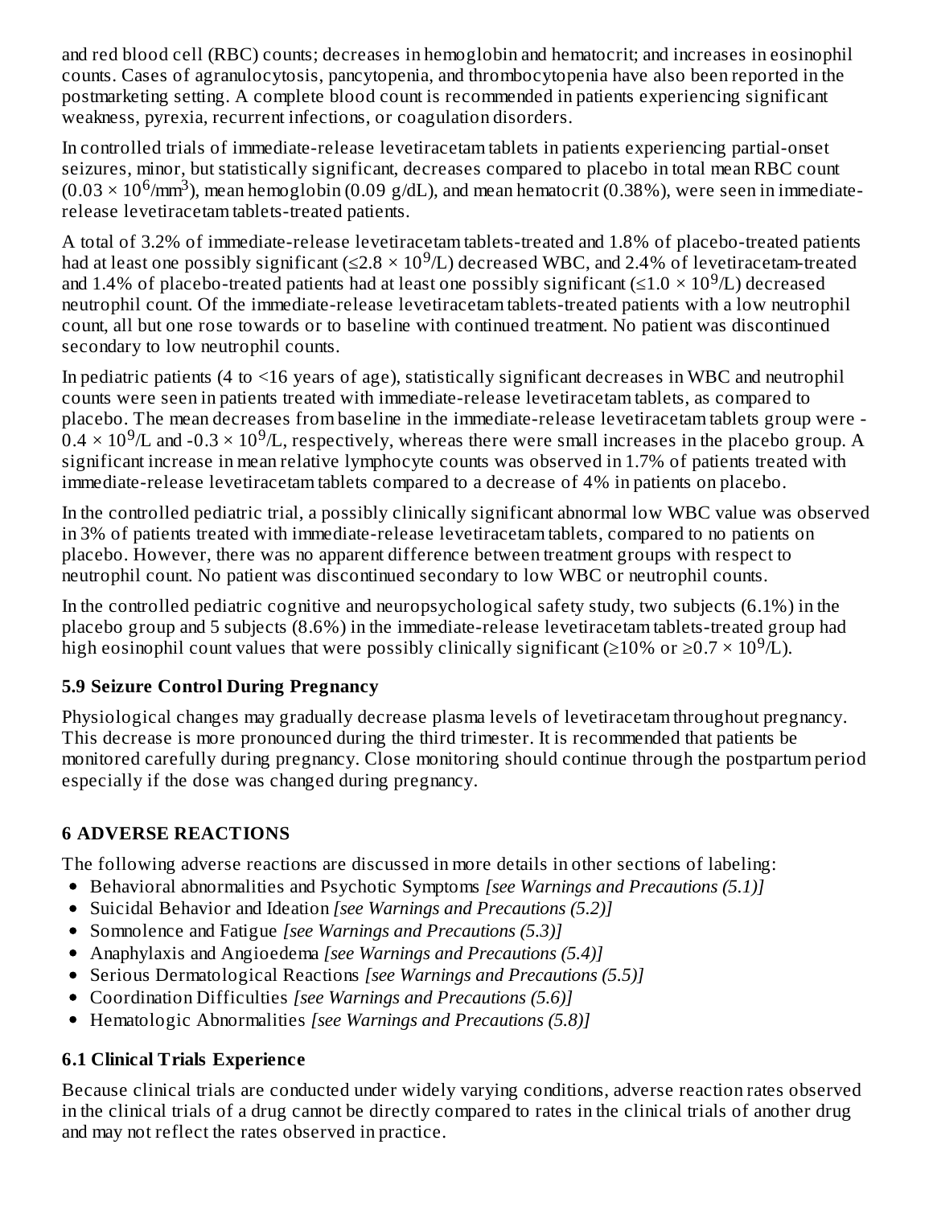and red blood cell (RBC) counts; decreases in hemoglobin and hematocrit; and increases in eosinophil counts. Cases of agranulocytosis, pancytopenia, and thrombocytopenia have also been reported in the postmarketing setting. A complete blood count is recommended in patients experiencing significant weakness, pyrexia, recurrent infections, or coagulation disorders.

In controlled trials of immediate-release levetiracetam tablets in patients experiencing partial-onset seizures, minor, but statistically significant, decreases compared to placebo in total mean RBC count ($0.03 \times 10^6$/mm$^3$), mean hemoglobin (0.09 g/dL), and mean hematocrit (0.38%), were seen in immediate-release levetiracetam tablets-treated patients.

A total of 3.2% of immediate-release levetiracetam tablets-treated and 1.8% of placebo-treated patients had at least one possibly significant ($\leq 2.8 \times 10^9$/L) decreased WBC, and 2.4% of levetiracetam-treated and 1.4% of placebo-treated patients had at least one possibly significant ($\leq 1.0 \times 10^9$/L) decreased neutrophil count. Of the immediate-release levetiracetam tablets-treated patients with a low neutrophil count, all but one rose towards or to baseline with continued treatment. No patient was discontinued secondary to low neutrophil counts.

In pediatric patients (4 to <16 years of age), statistically significant decreases in WBC and neutrophil counts were seen in patients treated with immediate-release levetiracetam tablets, as compared to placebo. The mean decreases from baseline in the immediate-release levetiracetam tablets group were $-0.4 \times 10^9$/L and $-0.3 \times 10^9$/L, respectively, whereas there were small increases in the placebo group. A significant increase in mean relative lymphocyte counts was observed in 1.7% of patients treated with immediate-release levetiracetam tablets compared to a decrease of 4% in patients on placebo.

In the controlled pediatric trial, a possibly clinically significant abnormal low WBC value was observed in 3% of patients treated with immediate-release levetiracetam tablets, compared to no patients on placebo. However, there was no apparent difference between treatment groups with respect to neutrophil count. No patient was discontinued secondary to low WBC or neutrophil counts.

In the controlled pediatric cognitive and neuropsychological safety study, two subjects (6.1%) in the placebo group and 5 subjects (8.6%) in the immediate-release levetiracetam tablets-treated group had high eosinophil count values that were possibly clinically significant ($\geq 10\%$ or $\geq 0.7 \times 10^9$/L).

### 5.9 Seizure Control During Pregnancy

Physiological changes may gradually decrease plasma levels of levetiracetam throughout pregnancy. This decrease is more pronounced during the third trimester. It is recommended that patients be monitored carefully during pregnancy. Close monitoring should continue through the postpartum period especially if the dose was changed during pregnancy.

## 6 ADVERSE REACTIONS

The following adverse reactions are discussed in more details in other sections of labeling:

- Behavioral abnormalities and Psychotic Symptoms *[see Warnings and Precautions (5.1)]*
- Suicidal Behavior and Ideation *[see Warnings and Precautions (5.2)]*
- Somnolence and Fatigue *[see Warnings and Precautions (5.3)]*
- Anaphylaxis and Angioedema *[see Warnings and Precautions (5.4)]*
- Serious Dermatological Reactions *[see Warnings and Precautions (5.5)]*
- Coordination Difficulties *[see Warnings and Precautions (5.6)]*
- Hematologic Abnormalities *[see Warnings and Precautions (5.8)]*

### 6.1 Clinical Trials Experience

Because clinical trials are conducted under widely varying conditions, adverse reaction rates observed in the clinical trials of a drug cannot be directly compared to rates in the clinical trials of another drug and may not reflect the rates observed in practice.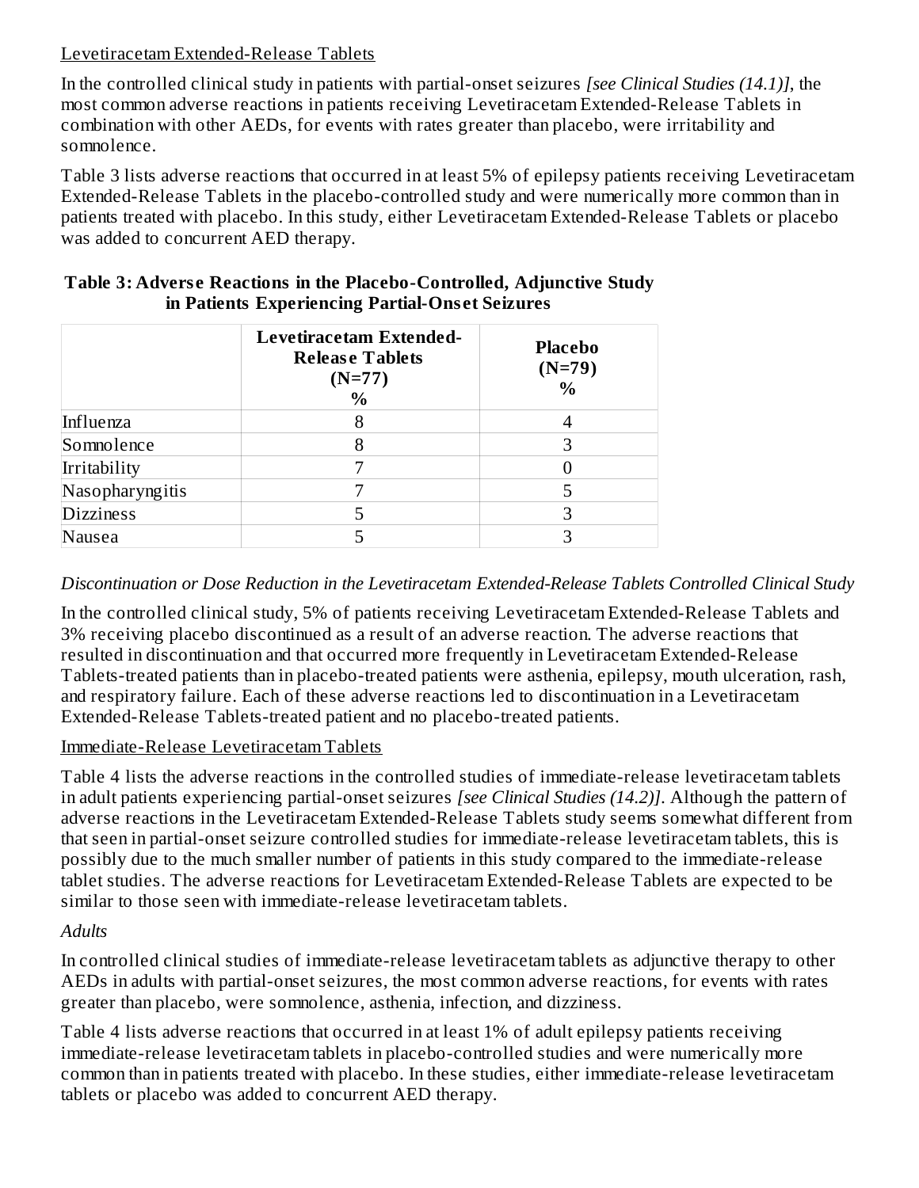Levetiracetam Extended-Release Tablets

In the controlled clinical study in patients with partial-onset seizures *[see Clinical Studies (14.1)]*, the most common adverse reactions in patients receiving Levetiracetam Extended-Release Tablets in combination with other AEDs, for events with rates greater than placebo, were irritability and somnolence.

Table 3 lists adverse reactions that occurred in at least 5% of epilepsy patients receiving Levetiracetam Extended-Release Tablets in the placebo-controlled study and were numerically more common than in patients treated with placebo. In this study, either Levetiracetam Extended-Release Tablets or placebo was added to concurrent AED therapy.

**Table 3: Adverse Reactions in the Placebo-Controlled, Adjunctive Study in Patients Experiencing Partial-Onset Seizures**

| | Levetiracetam Extended-Release Tablets (N=77) % | Placebo (N=79) % |
|---|---|---|
| Influenza | 8 | 4 |
| Somnolence | 8 | 3 |
| Irritability | 7 | 0 |
| Nasopharyngitis | 7 | 5 |
| Dizziness | 5 | 3 |
| Nausea | 5 | 3 |

*Discontinuation or Dose Reduction in the Levetiracetam Extended-Release Tablets Controlled Clinical Study*

In the controlled clinical study, 5% of patients receiving Levetiracetam Extended-Release Tablets and 3% receiving placebo discontinued as a result of an adverse reaction. The adverse reactions that resulted in discontinuation and that occurred more frequently in Levetiracetam Extended-Release Tablets-treated patients than in placebo-treated patients were asthenia, epilepsy, mouth ulceration, rash, and respiratory failure. Each of these adverse reactions led to discontinuation in a Levetiracetam Extended-Release Tablets-treated patient and no placebo-treated patients.

Immediate-Release Levetiracetam Tablets

Table 4 lists the adverse reactions in the controlled studies of immediate-release levetiracetam tablets in adult patients experiencing partial-onset seizures *[see Clinical Studies (14.2)]*. Although the pattern of adverse reactions in the Levetiracetam Extended-Release Tablets study seems somewhat different from that seen in partial-onset seizure controlled studies for immediate-release levetiracetam tablets, this is possibly due to the much smaller number of patients in this study compared to the immediate-release tablet studies. The adverse reactions for Levetiracetam Extended-Release Tablets are expected to be similar to those seen with immediate-release levetiracetam tablets.

*Adults*

In controlled clinical studies of immediate-release levetiracetam tablets as adjunctive therapy to other AEDs in adults with partial-onset seizures, the most common adverse reactions, for events with rates greater than placebo, were somnolence, asthenia, infection, and dizziness.

Table 4 lists adverse reactions that occurred in at least 1% of adult epilepsy patients receiving immediate-release levetiracetam tablets in placebo-controlled studies and were numerically more common than in patients treated with placebo. In these studies, either immediate-release levetiracetam tablets or placebo was added to concurrent AED therapy.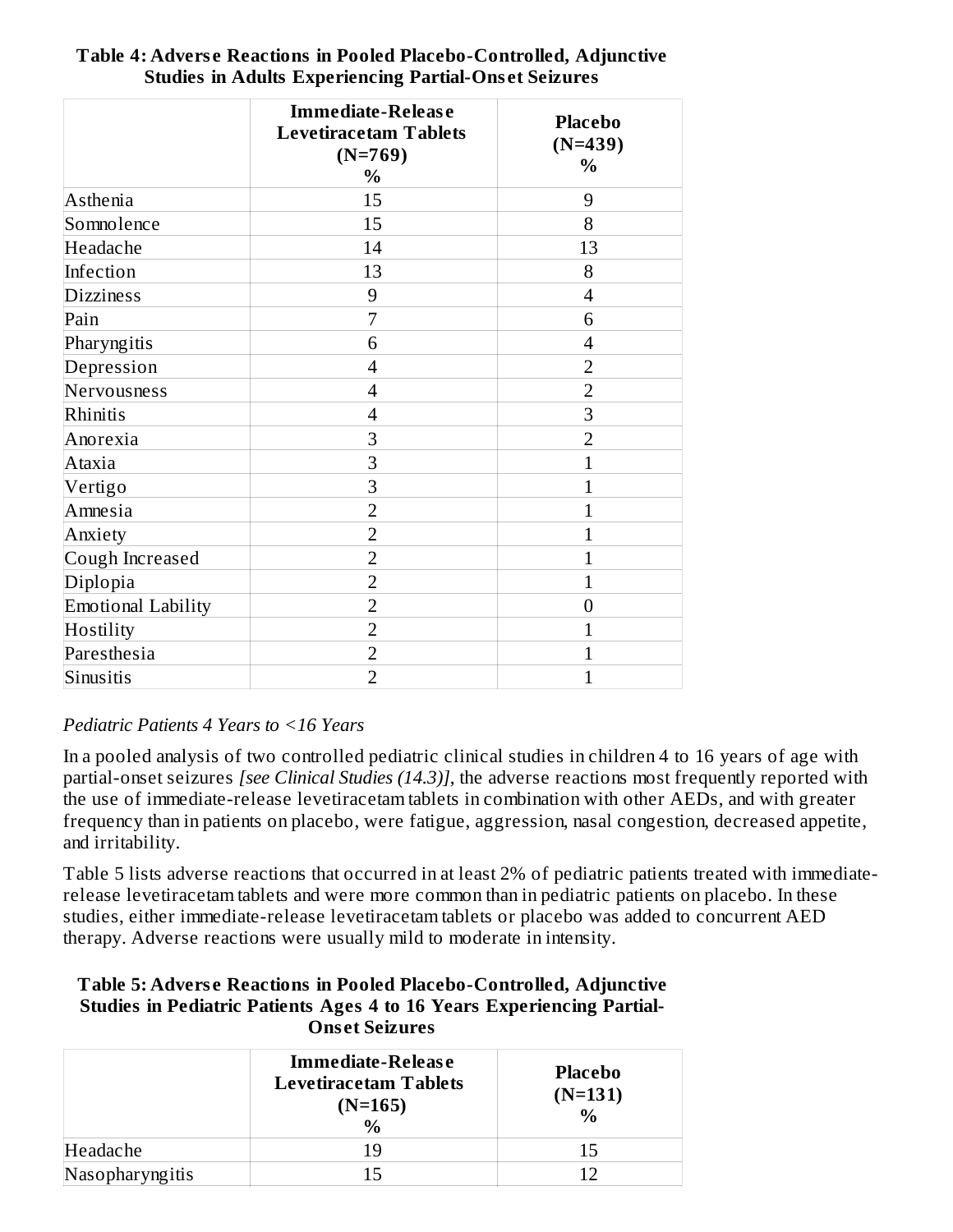**Table 4: Adverse Reactions in Pooled Placebo-Controlled, Adjunctive Studies in Adults Experiencing Partial-Onset Seizures**

| | Immediate-Release Levetiracetam Tablets (N=769) % | Placebo (N=439) % |
|---|---|---|
| Asthenia | 15 | 9 |
| Somnolence | 15 | 8 |
| Headache | 14 | 13 |
| Infection | 13 | 8 |
| Dizziness | 9 | 4 |
| Pain | 7 | 6 |
| Pharyngitis | 6 | 4 |
| Depression | 4 | 2 |
| Nervousness | 4 | 2 |
| Rhinitis | 4 | 3 |
| Anorexia | 3 | 2 |
| Ataxia | 3 | 1 |
| Vertigo | 3 | 1 |
| Amnesia | 2 | 1 |
| Anxiety | 2 | 1 |
| Cough Increased | 2 | 1 |
| Diplopia | 2 | 1 |
| Emotional Lability | 2 | 0 |
| Hostility | 2 | 1 |
| Paresthesia | 2 | 1 |
| Sinusitis | 2 | 1 |

*Pediatric Patients 4 Years to <16 Years*

In a pooled analysis of two controlled pediatric clinical studies in children 4 to 16 years of age with partial-onset seizures *[see Clinical Studies (14.3)]*, the adverse reactions most frequently reported with the use of immediate-release levetiracetam tablets in combination with other AEDs, and with greater frequency than in patients on placebo, were fatigue, aggression, nasal congestion, decreased appetite, and irritability.

Table 5 lists adverse reactions that occurred in at least 2% of pediatric patients treated with immediate-release levetiracetam tablets and were more common than in pediatric patients on placebo. In these studies, either immediate-release levetiracetam tablets or placebo was added to concurrent AED therapy. Adverse reactions were usually mild to moderate in intensity.

**Table 5: Adverse Reactions in Pooled Placebo-Controlled, Adjunctive Studies in Pediatric Patients Ages 4 to 16 Years Experiencing Partial-Onset Seizures**

| | Immediate-Release Levetiracetam Tablets (N=165) % | Placebo (N=131) % |
|---|---|---|
| Headache | 19 | 15 |
| Nasopharyngitis | 15 | 12 |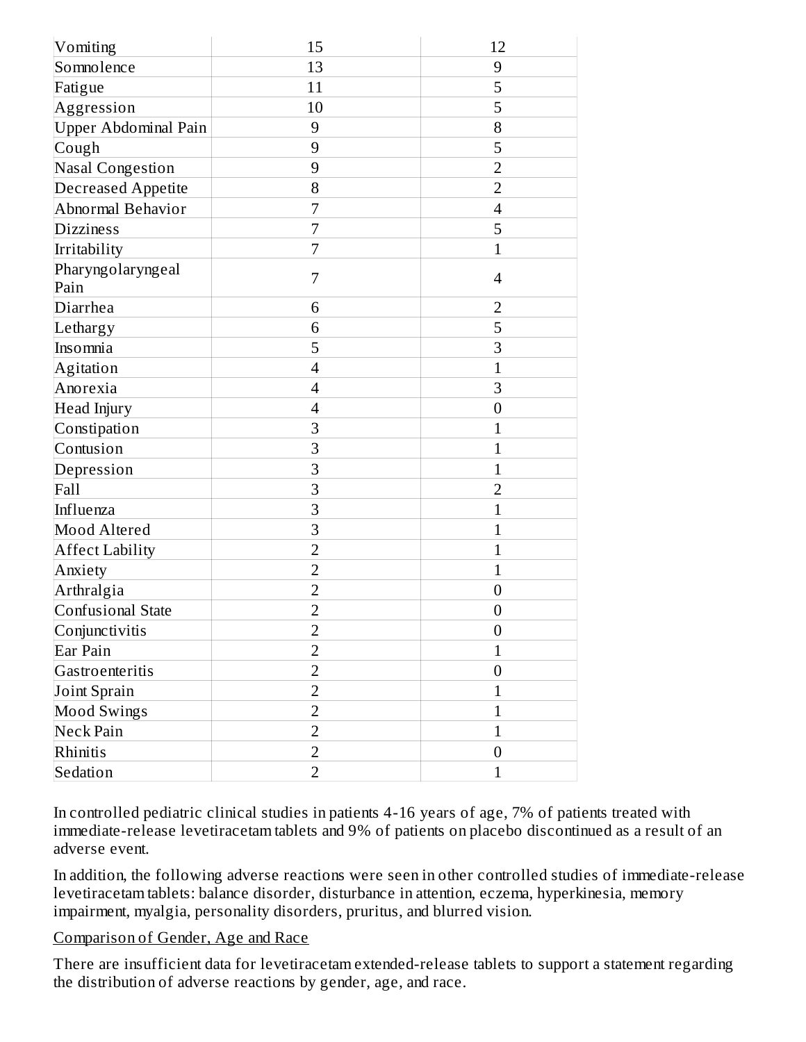| | | |
|---|---|---|
| Vomiting | 15 | 12 |
| Somnolence | 13 | 9 |
| Fatigue | 11 | 5 |
| Aggression | 10 | 5 |
| Upper Abdominal Pain | 9 | 8 |
| Cough | 9 | 5 |
| Nasal Congestion | 9 | 2 |
| Decreased Appetite | 8 | 2 |
| Abnormal Behavior | 7 | 4 |
| Dizziness | 7 | 5 |
| Irritability | 7 | 1 |
| Pharyngolaryngeal Pain | 7 | 4 |
| Diarrhea | 6 | 2 |
| Lethargy | 6 | 5 |
| Insomnia | 5 | 3 |
| Agitation | 4 | 1 |
| Anorexia | 4 | 3 |
| Head Injury | 4 | 0 |
| Constipation | 3 | 1 |
| Contusion | 3 | 1 |
| Depression | 3 | 1 |
| Fall | 3 | 2 |
| Influenza | 3 | 1 |
| Mood Altered | 3 | 1 |
| Affect Lability | 2 | 1 |
| Anxiety | 2 | 1 |
| Arthralgia | 2 | 0 |
| Confusional State | 2 | 0 |
| Conjunctivitis | 2 | 0 |
| Ear Pain | 2 | 1 |
| Gastroenteritis | 2 | 0 |
| Joint Sprain | 2 | 1 |
| Mood Swings | 2 | 1 |
| Neck Pain | 2 | 1 |
| Rhinitis | 2 | 0 |
| Sedation | 2 | 1 |

In controlled pediatric clinical studies in patients 4-16 years of age, 7% of patients treated with immediate-release levetiracetam tablets and 9% of patients on placebo discontinued as a result of an adverse event.

In addition, the following adverse reactions were seen in other controlled studies of immediate-release levetiracetam tablets: balance disorder, disturbance in attention, eczema, hyperkinesia, memory impairment, myalgia, personality disorders, pruritus, and blurred vision.

Comparison of Gender, Age and Race

There are insufficient data for levetiracetam extended-release tablets to support a statement regarding the distribution of adverse reactions by gender, age, and race.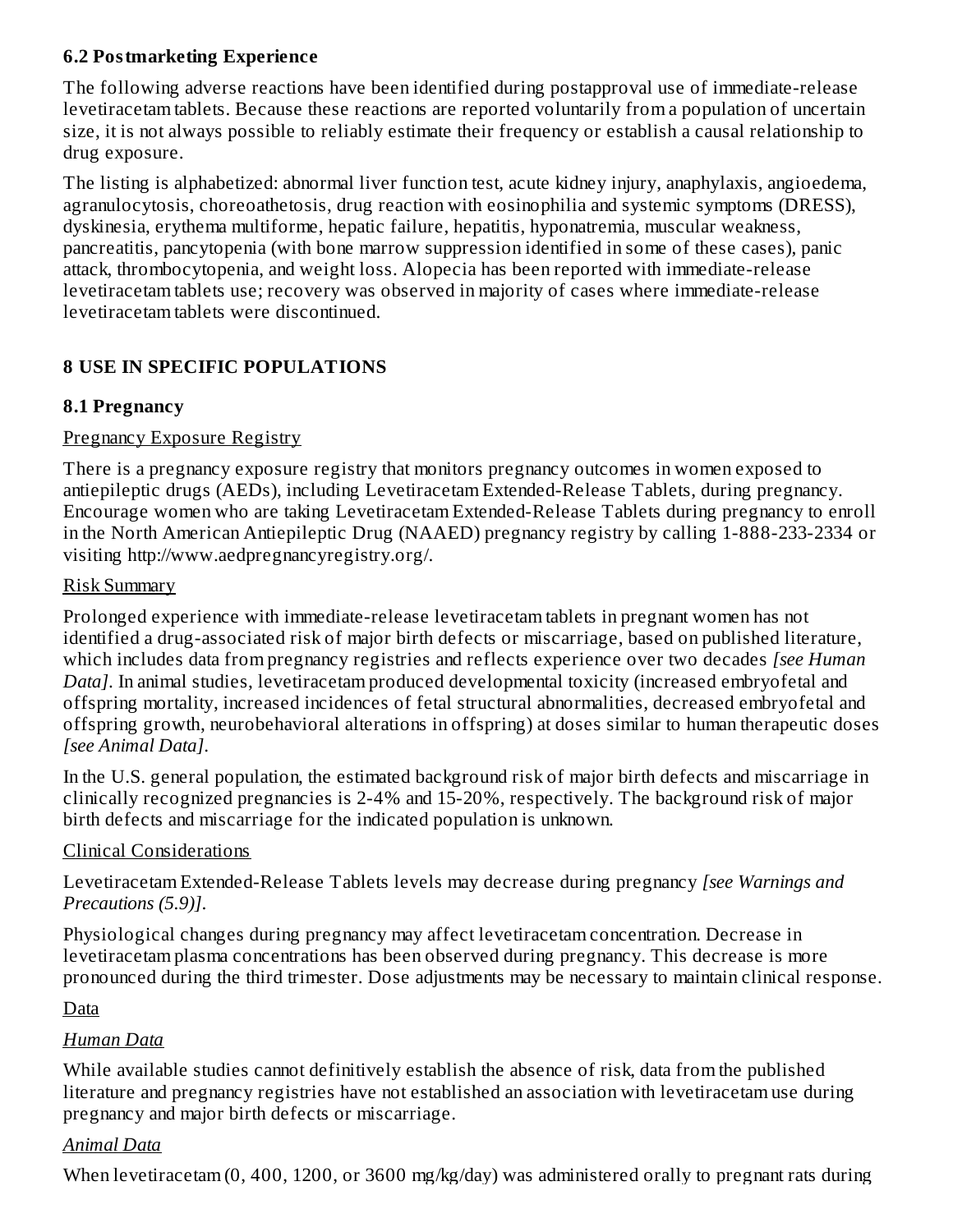### 6.2 Postmarketing Experience

The following adverse reactions have been identified during postapproval use of immediate-release levetiracetam tablets. Because these reactions are reported voluntarily from a population of uncertain size, it is not always possible to reliably estimate their frequency or establish a causal relationship to drug exposure.

The listing is alphabetized: abnormal liver function test, acute kidney injury, anaphylaxis, angioedema, agranulocytosis, choreoathetosis, drug reaction with eosinophilia and systemic symptoms (DRESS), dyskinesia, erythema multiforme, hepatic failure, hepatitis, hyponatremia, muscular weakness, pancreatitis, pancytopenia (with bone marrow suppression identified in some of these cases), panic attack, thrombocytopenia, and weight loss. Alopecia has been reported with immediate-release levetiracetam tablets use; recovery was observed in majority of cases where immediate-release levetiracetam tablets were discontinued.

## 8 USE IN SPECIFIC POPULATIONS

### 8.1 Pregnancy

Pregnancy Exposure Registry

There is a pregnancy exposure registry that monitors pregnancy outcomes in women exposed to antiepileptic drugs (AEDs), including Levetiracetam Extended-Release Tablets, during pregnancy. Encourage women who are taking Levetiracetam Extended-Release Tablets during pregnancy to enroll in the North American Antiepileptic Drug (NAAED) pregnancy registry by calling 1-888-233-2334 or visiting http://www.aedpregnancyregistry.org/.

Risk Summary

Prolonged experience with immediate-release levetiracetam tablets in pregnant women has not identified a drug-associated risk of major birth defects or miscarriage, based on published literature, which includes data from pregnancy registries and reflects experience over two decades *[see Human Data]*. In animal studies, levetiracetam produced developmental toxicity (increased embryofetal and offspring mortality, increased incidences of fetal structural abnormalities, decreased embryofetal and offspring growth, neurobehavioral alterations in offspring) at doses similar to human therapeutic doses *[see Animal Data]*.

In the U.S. general population, the estimated background risk of major birth defects and miscarriage in clinically recognized pregnancies is 2-4% and 15-20%, respectively. The background risk of major birth defects and miscarriage for the indicated population is unknown.

Clinical Considerations

Levetiracetam Extended-Release Tablets levels may decrease during pregnancy *[see Warnings and Precautions (5.9)]*.

Physiological changes during pregnancy may affect levetiracetam concentration. Decrease in levetiracetam plasma concentrations has been observed during pregnancy. This decrease is more pronounced during the third trimester. Dose adjustments may be necessary to maintain clinical response.

Data

*Human Data*

While available studies cannot definitively establish the absence of risk, data from the published literature and pregnancy registries have not established an association with levetiracetam use during pregnancy and major birth defects or miscarriage.

*Animal Data*

When levetiracetam (0, 400, 1200, or 3600 mg/kg/day) was administered orally to pregnant rats during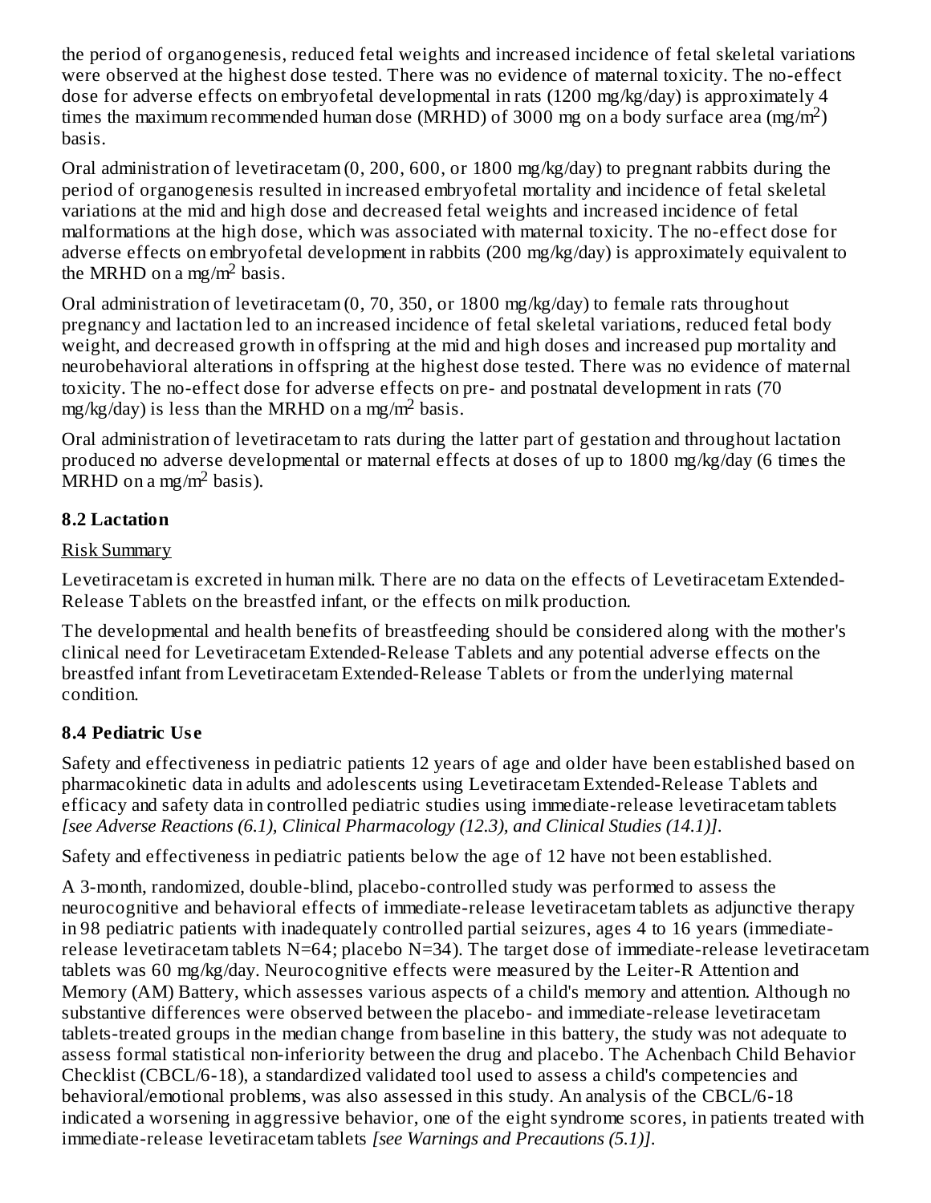the period of organogenesis, reduced fetal weights and increased incidence of fetal skeletal variations were observed at the highest dose tested. There was no evidence of maternal toxicity. The no-effect dose for adverse effects on embryofetal developmental in rats (1200 mg/kg/day) is approximately 4 times the maximum recommended human dose (MRHD) of 3000 mg on a body surface area ($mg/m^2$) basis.

Oral administration of levetiracetam (0, 200, 600, or 1800 mg/kg/day) to pregnant rabbits during the period of organogenesis resulted in increased embryofetal mortality and incidence of fetal skeletal variations at the mid and high dose and decreased fetal weights and increased incidence of fetal malformations at the high dose, which was associated with maternal toxicity. The no-effect dose for adverse effects on embryofetal development in rabbits (200 mg/kg/day) is approximately equivalent to the MRHD on a $mg/m^2$ basis.

Oral administration of levetiracetam (0, 70, 350, or 1800 mg/kg/day) to female rats throughout pregnancy and lactation led to an increased incidence of fetal skeletal variations, reduced fetal body weight, and decreased growth in offspring at the mid and high doses and increased pup mortality and neurobehavioral alterations in offspring at the highest dose tested. There was no evidence of maternal toxicity. The no-effect dose for adverse effects on pre- and postnatal development in rats (70 mg/kg/day) is less than the MRHD on a $mg/m^2$ basis.

Oral administration of levetiracetam to rats during the latter part of gestation and throughout lactation produced no adverse developmental or maternal effects at doses of up to 1800 mg/kg/day (6 times the MRHD on a $mg/m^2$ basis).

### 8.2 Lactation

Risk Summary

Levetiracetam is excreted in human milk. There are no data on the effects of Levetiracetam Extended-Release Tablets on the breastfed infant, or the effects on milk production.

The developmental and health benefits of breastfeeding should be considered along with the mother's clinical need for Levetiracetam Extended-Release Tablets and any potential adverse effects on the breastfed infant from Levetiracetam Extended-Release Tablets or from the underlying maternal condition.

### 8.4 Pediatric Use

Safety and effectiveness in pediatric patients 12 years of age and older have been established based on pharmacokinetic data in adults and adolescents using Levetiracetam Extended-Release Tablets and efficacy and safety data in controlled pediatric studies using immediate-release levetiracetam tablets *[see Adverse Reactions (6.1), Clinical Pharmacology (12.3), and Clinical Studies (14.1)].*

Safety and effectiveness in pediatric patients below the age of 12 have not been established.

A 3-month, randomized, double-blind, placebo-controlled study was performed to assess the neurocognitive and behavioral effects of immediate-release levetiracetam tablets as adjunctive therapy in 98 pediatric patients with inadequately controlled partial seizures, ages 4 to 16 years (immediate-release levetiracetam tablets N=64; placebo N=34). The target dose of immediate-release levetiracetam tablets was 60 mg/kg/day. Neurocognitive effects were measured by the Leiter-R Attention and Memory (AM) Battery, which assesses various aspects of a child's memory and attention. Although no substantive differences were observed between the placebo- and immediate-release levetiracetam tablets-treated groups in the median change from baseline in this battery, the study was not adequate to assess formal statistical non-inferiority between the drug and placebo. The Achenbach Child Behavior Checklist (CBCL/6-18), a standardized validated tool used to assess a child's competencies and behavioral/emotional problems, was also assessed in this study. An analysis of the CBCL/6-18 indicated a worsening in aggressive behavior, one of the eight syndrome scores, in patients treated with immediate-release levetiracetam tablets *[see Warnings and Precautions (5.1)].*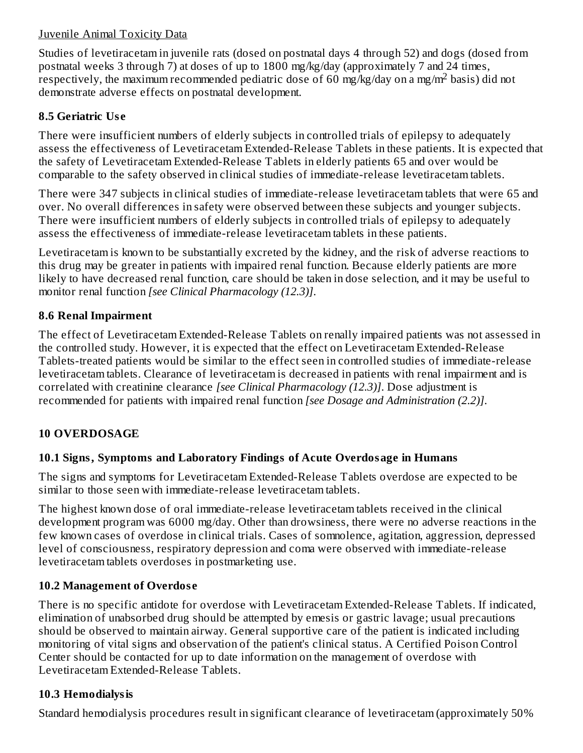Juvenile Animal Toxicity Data

Studies of levetiracetam in juvenile rats (dosed on postnatal days 4 through 52) and dogs (dosed from postnatal weeks 3 through 7) at doses of up to 1800 mg/kg/day (approximately 7 and 24 times, respectively, the maximum recommended pediatric dose of 60 mg/kg/day on a mg/m$^2$ basis) did not demonstrate adverse effects on postnatal development.

### 8.5 Geriatric Use

There were insufficient numbers of elderly subjects in controlled trials of epilepsy to adequately assess the effectiveness of Levetiracetam Extended-Release Tablets in these patients. It is expected that the safety of Levetiracetam Extended-Release Tablets in elderly patients 65 and over would be comparable to the safety observed in clinical studies of immediate-release levetiracetam tablets.

There were 347 subjects in clinical studies of immediate-release levetiracetam tablets that were 65 and over. No overall differences in safety were observed between these subjects and younger subjects. There were insufficient numbers of elderly subjects in controlled trials of epilepsy to adequately assess the effectiveness of immediate-release levetiracetam tablets in these patients.

Levetiracetam is known to be substantially excreted by the kidney, and the risk of adverse reactions to this drug may be greater in patients with impaired renal function. Because elderly patients are more likely to have decreased renal function, care should be taken in dose selection, and it may be useful to monitor renal function *[see Clinical Pharmacology (12.3)]*.

### 8.6 Renal Impairment

The effect of Levetiracetam Extended-Release Tablets on renally impaired patients was not assessed in the controlled study. However, it is expected that the effect on Levetiracetam Extended-Release Tablets-treated patients would be similar to the effect seen in controlled studies of immediate-release levetiracetam tablets. Clearance of levetiracetam is decreased in patients with renal impairment and is correlated with creatinine clearance *[see Clinical Pharmacology (12.3)]*. Dose adjustment is recommended for patients with impaired renal function *[see Dosage and Administration (2.2)]*.

## 10 OVERDOSAGE

### 10.1 Signs, Symptoms and Laboratory Findings of Acute Overdosage in Humans

The signs and symptoms for Levetiracetam Extended-Release Tablets overdose are expected to be similar to those seen with immediate-release levetiracetam tablets.

The highest known dose of oral immediate-release levetiracetam tablets received in the clinical development program was 6000 mg/day. Other than drowsiness, there were no adverse reactions in the few known cases of overdose in clinical trials. Cases of somnolence, agitation, aggression, depressed level of consciousness, respiratory depression and coma were observed with immediate-release levetiracetam tablets overdoses in postmarketing use.

### 10.2 Management of Overdose

There is no specific antidote for overdose with Levetiracetam Extended-Release Tablets. If indicated, elimination of unabsorbed drug should be attempted by emesis or gastric lavage; usual precautions should be observed to maintain airway. General supportive care of the patient is indicated including monitoring of vital signs and observation of the patient's clinical status. A Certified Poison Control Center should be contacted for up to date information on the management of overdose with Levetiracetam Extended-Release Tablets.

### 10.3 Hemodialysis

Standard hemodialysis procedures result in significant clearance of levetiracetam (approximately 50%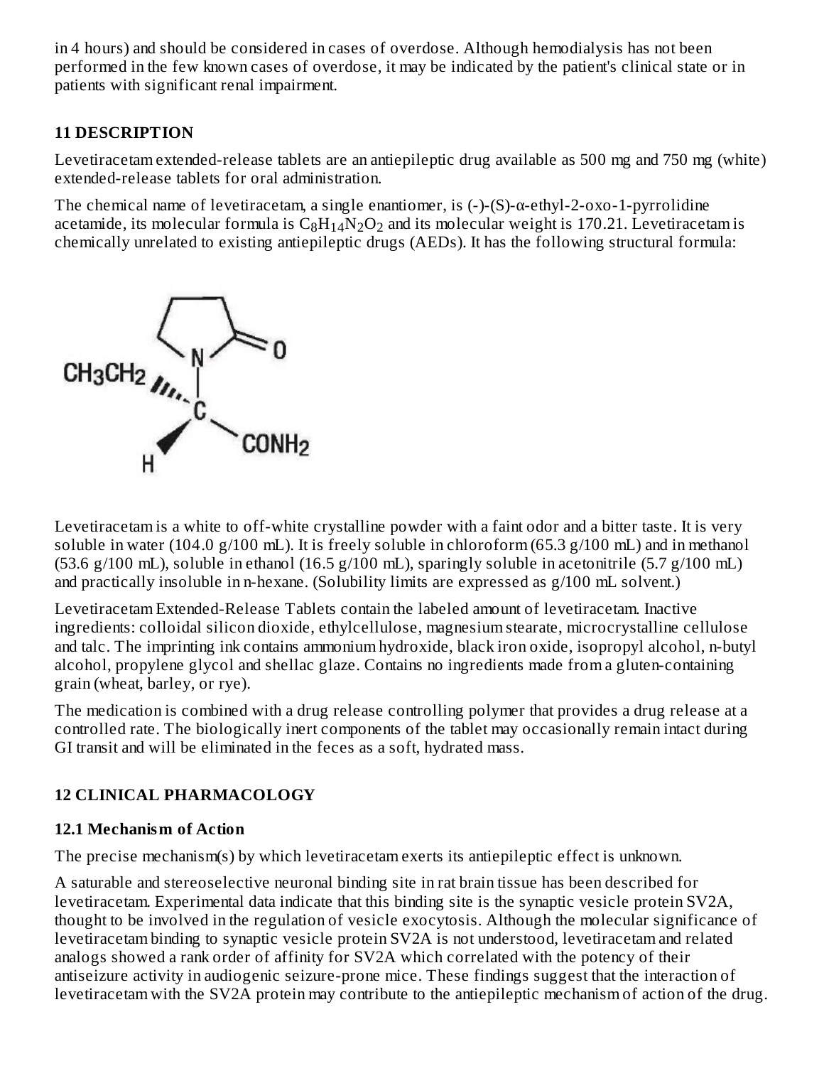in 4 hours) and should be considered in cases of overdose. Although hemodialysis has not been performed in the few known cases of overdose, it may be indicated by the patient's clinical state or in patients with significant renal impairment.

## 11 DESCRIPTION

Levetiracetam extended-release tablets are an antiepileptic drug available as 500 mg and 750 mg (white) extended-release tablets for oral administration.

The chemical name of levetiracetam, a single enantiomer, is (-)-(S)-α-ethyl-2-oxo-1-pyrrolidine acetamide, its molecular formula is $C_8H_{14}N_2O_2$ and its molecular weight is 170.21. Levetiracetam is chemically unrelated to existing antiepileptic drugs (AEDs). It has the following structural formula:

Levetiracetam is a white to off-white crystalline powder with a faint odor and a bitter taste. It is very soluble in water (104.0 g/100 mL). It is freely soluble in chloroform (65.3 g/100 mL) and in methanol (53.6 g/100 mL), soluble in ethanol (16.5 g/100 mL), sparingly soluble in acetonitrile (5.7 g/100 mL) and practically insoluble in n-hexane. (Solubility limits are expressed as g/100 mL solvent.)

Levetiracetam Extended-Release Tablets contain the labeled amount of levetiracetam. Inactive ingredients: colloidal silicon dioxide, ethylcellulose, magnesium stearate, microcrystalline cellulose and talc. The imprinting ink contains ammonium hydroxide, black iron oxide, isopropyl alcohol, n-butyl alcohol, propylene glycol and shellac glaze. Contains no ingredients made from a gluten-containing grain (wheat, barley, or rye).

The medication is combined with a drug release controlling polymer that provides a drug release at a controlled rate. The biologically inert components of the tablet may occasionally remain intact during GI transit and will be eliminated in the feces as a soft, hydrated mass.

## 12 CLINICAL PHARMACOLOGY

### 12.1 Mechanism of Action

The precise mechanism(s) by which levetiracetam exerts its antiepileptic effect is unknown.

A saturable and stereoselective neuronal binding site in rat brain tissue has been described for levetiracetam. Experimental data indicate that this binding site is the synaptic vesicle protein SV2A, thought to be involved in the regulation of vesicle exocytosis. Although the molecular significance of levetiracetam binding to synaptic vesicle protein SV2A is not understood, levetiracetam and related analogs showed a rank order of affinity for SV2A which correlated with the potency of their antiseizure activity in audiogenic seizure-prone mice. These findings suggest that the interaction of levetiracetam with the SV2A protein may contribute to the antiepileptic mechanism of action of the drug.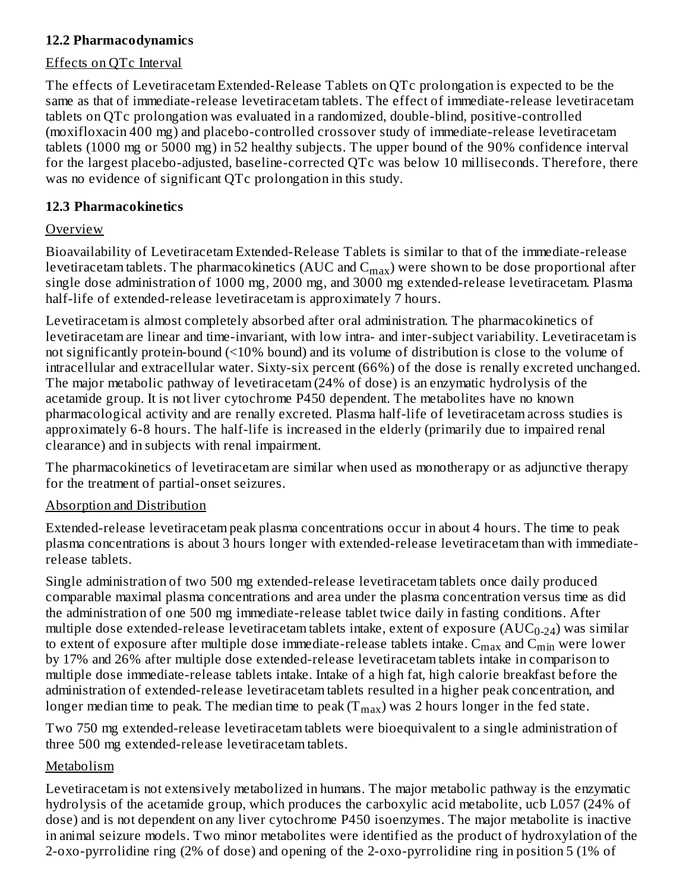### 12.2 Pharmacodynamics

Effects on QTc Interval

The effects of Levetiracetam Extended-Release Tablets on QTc prolongation is expected to be the same as that of immediate-release levetiracetam tablets. The effect of immediate-release levetiracetam tablets on QTc prolongation was evaluated in a randomized, double-blind, positive-controlled (moxifloxacin 400 mg) and placebo-controlled crossover study of immediate-release levetiracetam tablets (1000 mg or 5000 mg) in 52 healthy subjects. The upper bound of the 90% confidence interval for the largest placebo-adjusted, baseline-corrected QTc was below 10 milliseconds. Therefore, there was no evidence of significant QTc prolongation in this study.

### 12.3 Pharmacokinetics

Overview

Bioavailability of Levetiracetam Extended-Release Tablets is similar to that of the immediate-release levetiracetam tablets. The pharmacokinetics (AUC and $C_{max}$) were shown to be dose proportional after single dose administration of 1000 mg, 2000 mg, and 3000 mg extended-release levetiracetam. Plasma half-life of extended-release levetiracetam is approximately 7 hours.

Levetiracetam is almost completely absorbed after oral administration. The pharmacokinetics of levetiracetam are linear and time-invariant, with low intra- and inter-subject variability. Levetiracetam is not significantly protein-bound (<10% bound) and its volume of distribution is close to the volume of intracellular and extracellular water. Sixty-six percent (66%) of the dose is renally excreted unchanged. The major metabolic pathway of levetiracetam (24% of dose) is an enzymatic hydrolysis of the acetamide group. It is not liver cytochrome P450 dependent. The metabolites have no known pharmacological activity and are renally excreted. Plasma half-life of levetiracetam across studies is approximately 6-8 hours. The half-life is increased in the elderly (primarily due to impaired renal clearance) and in subjects with renal impairment.

The pharmacokinetics of levetiracetam are similar when used as monotherapy or as adjunctive therapy for the treatment of partial-onset seizures.

Absorption and Distribution

Extended-release levetiracetam peak plasma concentrations occur in about 4 hours. The time to peak plasma concentrations is about 3 hours longer with extended-release levetiracetam than with immediate-release tablets.

Single administration of two 500 mg extended-release levetiracetam tablets once daily produced comparable maximal plasma concentrations and area under the plasma concentration versus time as did the administration of one 500 mg immediate-release tablet twice daily in fasting conditions. After multiple dose extended-release levetiracetam tablets intake, extent of exposure ($AUC_{0-24}$) was similar to extent of exposure after multiple dose immediate-release tablets intake. $C_{max}$ and $C_{min}$ were lower by 17% and 26% after multiple dose extended-release levetiracetam tablets intake in comparison to multiple dose immediate-release tablets intake. Intake of a high fat, high calorie breakfast before the administration of extended-release levetiracetam tablets resulted in a higher peak concentration, and longer median time to peak. The median time to peak ($T_{max}$) was 2 hours longer in the fed state.

Two 750 mg extended-release levetiracetam tablets were bioequivalent to a single administration of three 500 mg extended-release levetiracetam tablets.

Metabolism

Levetiracetam is not extensively metabolized in humans. The major metabolic pathway is the enzymatic hydrolysis of the acetamide group, which produces the carboxylic acid metabolite, ucb L057 (24% of dose) and is not dependent on any liver cytochrome P450 isoenzymes. The major metabolite is inactive in animal seizure models. Two minor metabolites were identified as the product of hydroxylation of the 2-oxo-pyrrolidine ring (2% of dose) and opening of the 2-oxo-pyrrolidine ring in position 5 (1% of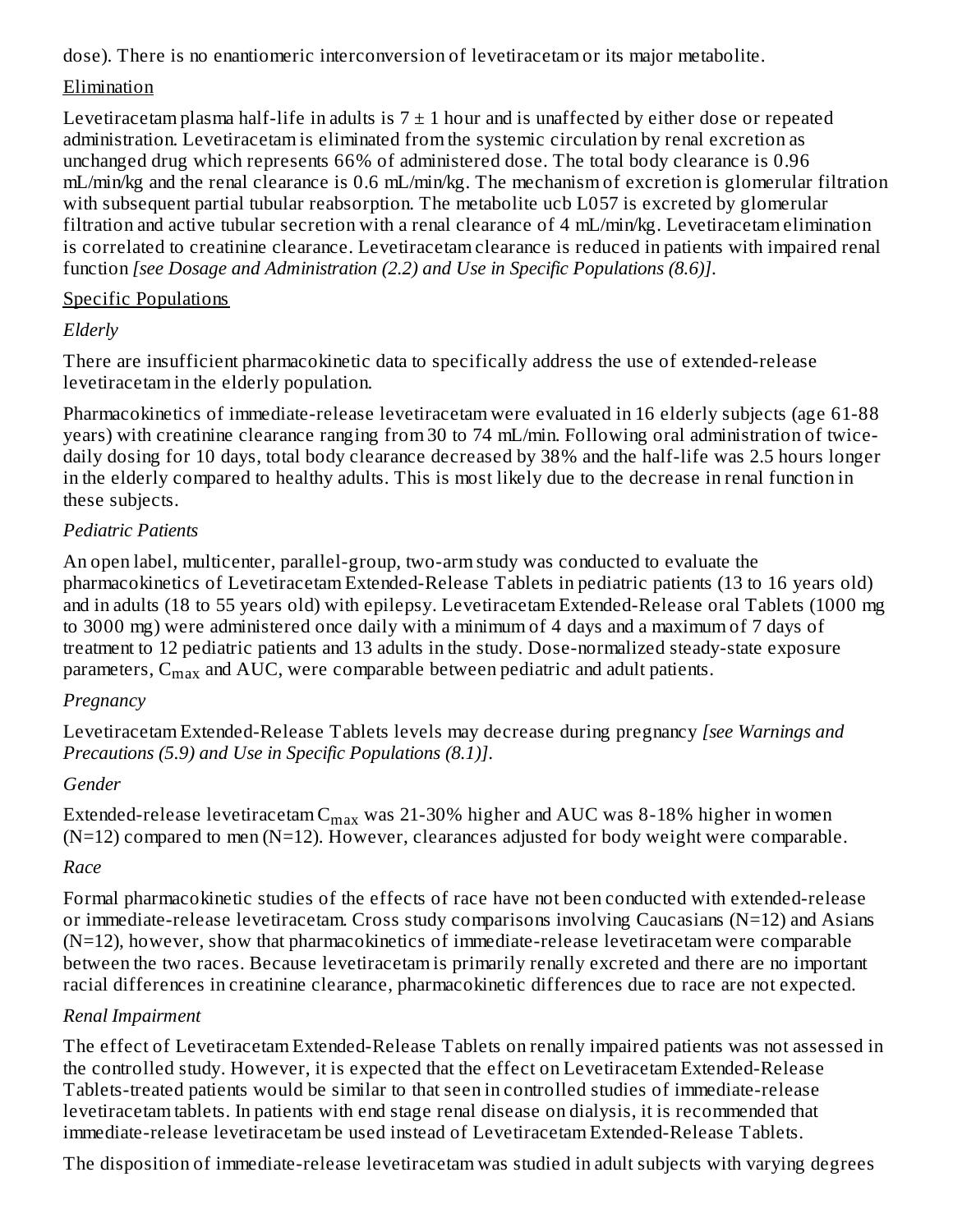dose). There is no enantiomeric interconversion of levetiracetam or its major metabolite.

Elimination

Levetiracetam plasma half-life in adults is 7 ± 1 hour and is unaffected by either dose or repeated administration. Levetiracetam is eliminated from the systemic circulation by renal excretion as unchanged drug which represents 66% of administered dose. The total body clearance is 0.96 mL/min/kg and the renal clearance is 0.6 mL/min/kg. The mechanism of excretion is glomerular filtration with subsequent partial tubular reabsorption. The metabolite ucb L057 is excreted by glomerular filtration and active tubular secretion with a renal clearance of 4 mL/min/kg. Levetiracetam elimination is correlated to creatinine clearance. Levetiracetam clearance is reduced in patients with impaired renal function *[see Dosage and Administration (2.2) and Use in Specific Populations (8.6)]*.

Specific Populations

*Elderly*

There are insufficient pharmacokinetic data to specifically address the use of extended-release levetiracetam in the elderly population.

Pharmacokinetics of immediate-release levetiracetam were evaluated in 16 elderly subjects (age 61-88 years) with creatinine clearance ranging from 30 to 74 mL/min. Following oral administration of twice-daily dosing for 10 days, total body clearance decreased by 38% and the half-life was 2.5 hours longer in the elderly compared to healthy adults. This is most likely due to the decrease in renal function in these subjects.

*Pediatric Patients*

An open label, multicenter, parallel-group, two-arm study was conducted to evaluate the pharmacokinetics of Levetiracetam Extended-Release Tablets in pediatric patients (13 to 16 years old) and in adults (18 to 55 years old) with epilepsy. Levetiracetam Extended-Release oral Tablets (1000 mg to 3000 mg) were administered once daily with a minimum of 4 days and a maximum of 7 days of treatment to 12 pediatric patients and 13 adults in the study. Dose-normalized steady-state exposure parameters, $C_{max}$ and AUC, were comparable between pediatric and adult patients.

*Pregnancy*

Levetiracetam Extended-Release Tablets levels may decrease during pregnancy *[see Warnings and Precautions (5.9) and Use in Specific Populations (8.1)]*.

*Gender*

Extended-release levetiracetam $C_{max}$ was 21-30% higher and AUC was 8-18% higher in women (N=12) compared to men (N=12). However, clearances adjusted for body weight were comparable.

*Race*

Formal pharmacokinetic studies of the effects of race have not been conducted with extended-release or immediate-release levetiracetam. Cross study comparisons involving Caucasians (N=12) and Asians (N=12), however, show that pharmacokinetics of immediate-release levetiracetam were comparable between the two races. Because levetiracetam is primarily renally excreted and there are no important racial differences in creatinine clearance, pharmacokinetic differences due to race are not expected.

*Renal Impairment*

The effect of Levetiracetam Extended-Release Tablets on renally impaired patients was not assessed in the controlled study. However, it is expected that the effect on Levetiracetam Extended-Release Tablets-treated patients would be similar to that seen in controlled studies of immediate-release levetiracetam tablets. In patients with end stage renal disease on dialysis, it is recommended that immediate-release levetiracetam be used instead of Levetiracetam Extended-Release Tablets.

The disposition of immediate-release levetiracetam was studied in adult subjects with varying degrees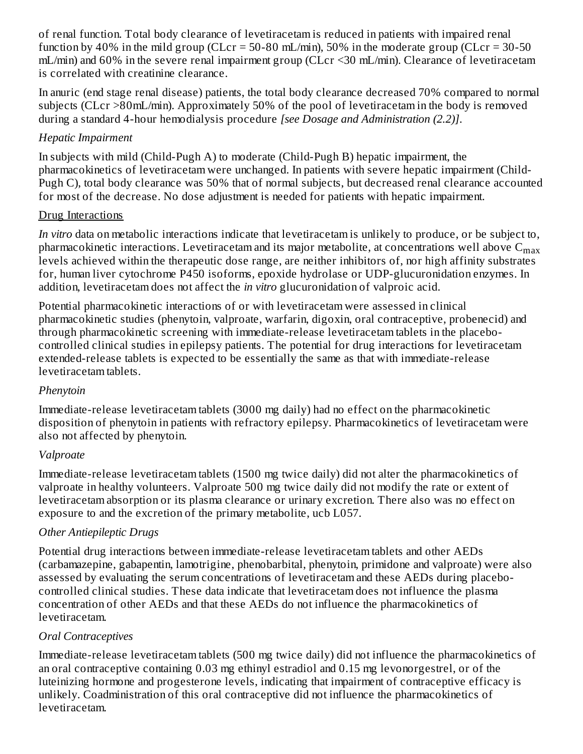of renal function. Total body clearance of levetiracetam is reduced in patients with impaired renal function by 40% in the mild group (CLcr = 50-80 mL/min), 50% in the moderate group (CLcr = 30-50 mL/min) and 60% in the severe renal impairment group (CLcr <30 mL/min). Clearance of levetiracetam is correlated with creatinine clearance.

In anuric (end stage renal disease) patients, the total body clearance decreased 70% compared to normal subjects (CLcr >80mL/min). Approximately 50% of the pool of levetiracetam in the body is removed during a standard 4-hour hemodialysis procedure *[see Dosage and Administration (2.2)]*.

*Hepatic Impairment*

In subjects with mild (Child-Pugh A) to moderate (Child-Pugh B) hepatic impairment, the pharmacokinetics of levetiracetam were unchanged. In patients with severe hepatic impairment (Child-Pugh C), total body clearance was 50% that of normal subjects, but decreased renal clearance accounted for most of the decrease. No dose adjustment is needed for patients with hepatic impairment.

Drug Interactions

*In vitro* data on metabolic interactions indicate that levetiracetam is unlikely to produce, or be subject to, pharmacokinetic interactions. Levetiracetam and its major metabolite, at concentrations well above $C_{max}$ levels achieved within the therapeutic dose range, are neither inhibitors of, nor high affinity substrates for, human liver cytochrome P450 isoforms, epoxide hydrolase or UDP-glucuronidation enzymes. In addition, levetiracetam does not affect the *in vitro* glucuronidation of valproic acid.

Potential pharmacokinetic interactions of or with levetiracetam were assessed in clinical pharmacokinetic studies (phenytoin, valproate, warfarin, digoxin, oral contraceptive, probenecid) and through pharmacokinetic screening with immediate-release levetiracetam tablets in the placebo-controlled clinical studies in epilepsy patients. The potential for drug interactions for levetiracetam extended-release tablets is expected to be essentially the same as that with immediate-release levetiracetam tablets.

*Phenytoin*

Immediate-release levetiracetam tablets (3000 mg daily) had no effect on the pharmacokinetic disposition of phenytoin in patients with refractory epilepsy. Pharmacokinetics of levetiracetam were also not affected by phenytoin.

*Valproate*

Immediate-release levetiracetam tablets (1500 mg twice daily) did not alter the pharmacokinetics of valproate in healthy volunteers. Valproate 500 mg twice daily did not modify the rate or extent of levetiracetam absorption or its plasma clearance or urinary excretion. There also was no effect on exposure to and the excretion of the primary metabolite, ucb L057.

*Other Antiepileptic Drugs*

Potential drug interactions between immediate-release levetiracetam tablets and other AEDs (carbamazepine, gabapentin, lamotrigine, phenobarbital, phenytoin, primidone and valproate) were also assessed by evaluating the serum concentrations of levetiracetam and these AEDs during placebo-controlled clinical studies. These data indicate that levetiracetam does not influence the plasma concentration of other AEDs and that these AEDs do not influence the pharmacokinetics of levetiracetam.

*Oral Contraceptives*

Immediate-release levetiracetam tablets (500 mg twice daily) did not influence the pharmacokinetics of an oral contraceptive containing 0.03 mg ethinyl estradiol and 0.15 mg levonorgestrel, or of the luteinizing hormone and progesterone levels, indicating that impairment of contraceptive efficacy is unlikely. Coadministration of this oral contraceptive did not influence the pharmacokinetics of levetiracetam.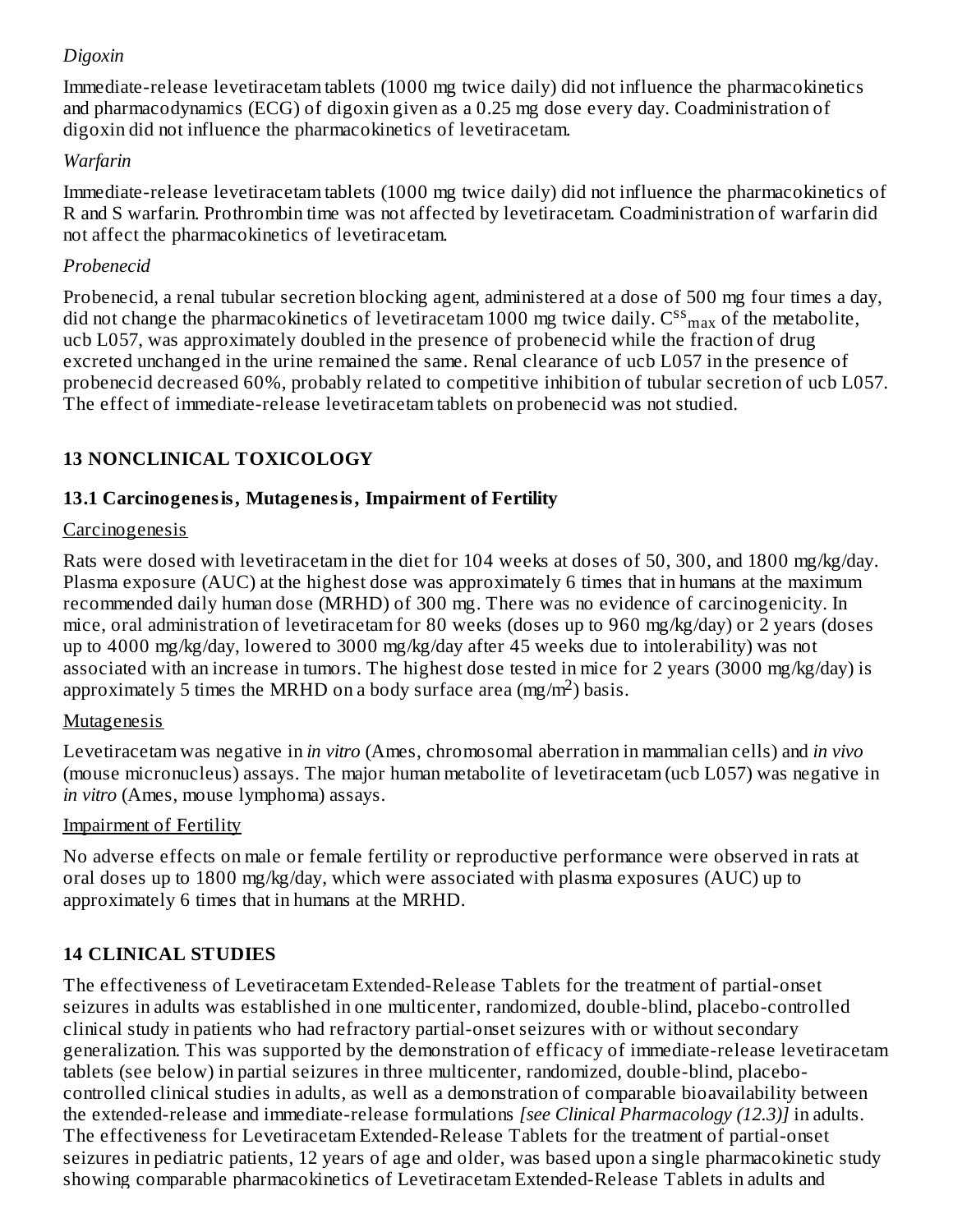*Digoxin*

Immediate-release levetiracetam tablets (1000 mg twice daily) did not influence the pharmacokinetics and pharmacodynamics (ECG) of digoxin given as a 0.25 mg dose every day. Coadministration of digoxin did not influence the pharmacokinetics of levetiracetam.

*Warfarin*

Immediate-release levetiracetam tablets (1000 mg twice daily) did not influence the pharmacokinetics of R and S warfarin. Prothrombin time was not affected by levetiracetam. Coadministration of warfarin did not affect the pharmacokinetics of levetiracetam.

*Probenecid*

Probenecid, a renal tubular secretion blocking agent, administered at a dose of 500 mg four times a day, did not change the pharmacokinetics of levetiracetam 1000 mg twice daily. $C^{ss}_{max}$ of the metabolite, ucb L057, was approximately doubled in the presence of probenecid while the fraction of drug excreted unchanged in the urine remained the same. Renal clearance of ucb L057 in the presence of probenecid decreased 60%, probably related to competitive inhibition of tubular secretion of ucb L057. The effect of immediate-release levetiracetam tablets on probenecid was not studied.

## 13 NONCLINICAL TOXICOLOGY

### 13.1 Carcinogenesis, Mutagenesis, Impairment of Fertility

Carcinogenesis

Rats were dosed with levetiracetam in the diet for 104 weeks at doses of 50, 300, and 1800 mg/kg/day. Plasma exposure (AUC) at the highest dose was approximately 6 times that in humans at the maximum recommended daily human dose (MRHD) of 300 mg. There was no evidence of carcinogenicity. In mice, oral administration of levetiracetam for 80 weeks (doses up to 960 mg/kg/day) or 2 years (doses up to 4000 mg/kg/day, lowered to 3000 mg/kg/day after 45 weeks due to intolerability) was not associated with an increase in tumors. The highest dose tested in mice for 2 years (3000 mg/kg/day) is approximately 5 times the MRHD on a body surface area ($mg/m^2$) basis.

Mutagenesis

Levetiracetam was negative in *in vitro* (Ames, chromosomal aberration in mammalian cells) and *in vivo* (mouse micronucleus) assays. The major human metabolite of levetiracetam (ucb L057) was negative in *in vitro* (Ames, mouse lymphoma) assays.

Impairment of Fertility

No adverse effects on male or female fertility or reproductive performance were observed in rats at oral doses up to 1800 mg/kg/day, which were associated with plasma exposures (AUC) up to approximately 6 times that in humans at the MRHD.

## 14 CLINICAL STUDIES

The effectiveness of Levetiracetam Extended-Release Tablets for the treatment of partial-onset seizures in adults was established in one multicenter, randomized, double-blind, placebo-controlled clinical study in patients who had refractory partial-onset seizures with or without secondary generalization. This was supported by the demonstration of efficacy of immediate-release levetiracetam tablets (see below) in partial seizures in three multicenter, randomized, double-blind, placebo-controlled clinical studies in adults, as well as a demonstration of comparable bioavailability between the extended-release and immediate-release formulations *[see Clinical Pharmacology (12.3)]* in adults. The effectiveness for Levetiracetam Extended-Release Tablets for the treatment of partial-onset seizures in pediatric patients, 12 years of age and older, was based upon a single pharmacokinetic study showing comparable pharmacokinetics of Levetiracetam Extended-Release Tablets in adults and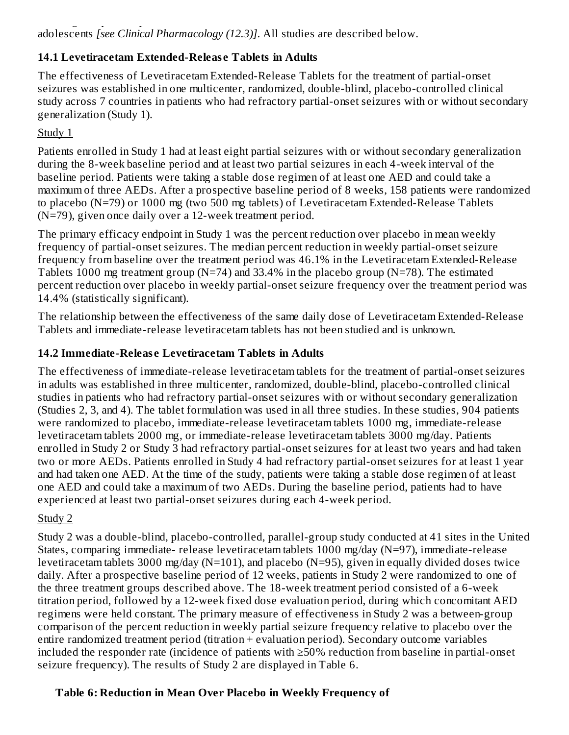adolescents *[see Clinical Pharmacology (12.3)]*. All studies are described below.

### 14.1 Levetiracetam Extended-Release Tablets in Adults

The effectiveness of Levetiracetam Extended-Release Tablets for the treatment of partial-onset seizures was established in one multicenter, randomized, double-blind, placebo-controlled clinical study across 7 countries in patients who had refractory partial-onset seizures with or without secondary generalization (Study 1).

Study 1

Patients enrolled in Study 1 had at least eight partial seizures with or without secondary generalization during the 8-week baseline period and at least two partial seizures in each 4-week interval of the baseline period. Patients were taking a stable dose regimen of at least one AED and could take a maximum of three AEDs. After a prospective baseline period of 8 weeks, 158 patients were randomized to placebo (N=79) or 1000 mg (two 500 mg tablets) of Levetiracetam Extended-Release Tablets (N=79), given once daily over a 12-week treatment period.

The primary efficacy endpoint in Study 1 was the percent reduction over placebo in mean weekly frequency of partial-onset seizures. The median percent reduction in weekly partial-onset seizure frequency from baseline over the treatment period was 46.1% in the Levetiracetam Extended-Release Tablets 1000 mg treatment group (N=74) and 33.4% in the placebo group (N=78). The estimated percent reduction over placebo in weekly partial-onset seizure frequency over the treatment period was 14.4% (statistically significant).

The relationship between the effectiveness of the same daily dose of Levetiracetam Extended-Release Tablets and immediate-release levetiracetam tablets has not been studied and is unknown.

### 14.2 Immediate-Release Levetiracetam Tablets in Adults

The effectiveness of immediate-release levetiracetam tablets for the treatment of partial-onset seizures in adults was established in three multicenter, randomized, double-blind, placebo-controlled clinical studies in patients who had refractory partial-onset seizures with or without secondary generalization (Studies 2, 3, and 4). The tablet formulation was used in all three studies. In these studies, 904 patients were randomized to placebo, immediate-release levetiracetam tablets 1000 mg, immediate-release levetiracetam tablets 2000 mg, or immediate-release levetiracetam tablets 3000 mg/day. Patients enrolled in Study 2 or Study 3 had refractory partial-onset seizures for at least two years and had taken two or more AEDs. Patients enrolled in Study 4 had refractory partial-onset seizures for at least 1 year and had taken one AED. At the time of the study, patients were taking a stable dose regimen of at least one AED and could take a maximum of two AEDs. During the baseline period, patients had to have experienced at least two partial-onset seizures during each 4-week period.

Study 2

Study 2 was a double-blind, placebo-controlled, parallel-group study conducted at 41 sites in the United States, comparing immediate- release levetiracetam tablets 1000 mg/day (N=97), immediate-release levetiracetam tablets 3000 mg/day (N=101), and placebo (N=95), given in equally divided doses twice daily. After a prospective baseline period of 12 weeks, patients in Study 2 were randomized to one of the three treatment groups described above. The 18-week treatment period consisted of a 6-week titration period, followed by a 12-week fixed dose evaluation period, during which concomitant AED regimens were held constant. The primary measure of effectiveness in Study 2 was a between-group comparison of the percent reduction in weekly partial seizure frequency relative to placebo over the entire randomized treatment period (titration + evaluation period). Secondary outcome variables included the responder rate (incidence of patients with ≥50% reduction from baseline in partial-onset seizure frequency). The results of Study 2 are displayed in Table 6.

**Table 6: Reduction in Mean Over Placebo in Weekly Frequency of**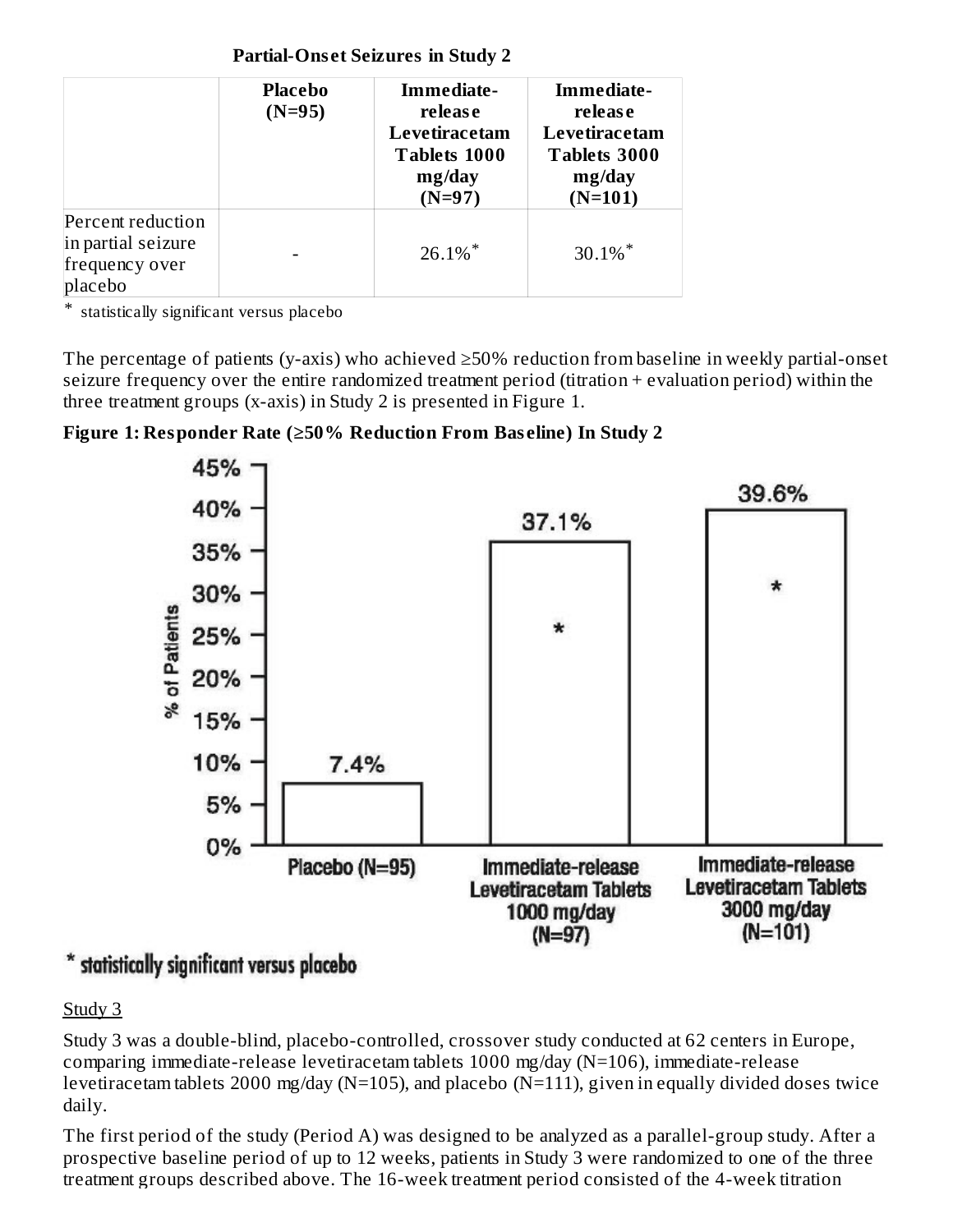**Partial-Onset Seizures in Study 2**

| | Placebo (N=95) | Immediate-release Levetiracetam Tablets 1000 mg/day (N=97) | Immediate-release Levetiracetam Tablets 3000 mg/day (N=101) |
|---|---|---|---|
| Percent reduction in partial seizure frequency over placebo | - | 26.1%* | 30.1%* |

\* statistically significant versus placebo

The percentage of patients (y-axis) who achieved ≥50% reduction from baseline in weekly partial-onset seizure frequency over the entire randomized treatment period (titration + evaluation period) within the three treatment groups (x-axis) in Study 2 is presented in Figure 1.

**Figure 1: Responder Rate (≥50% Reduction From Baseline) In Study 2**

| | Placebo (N=95) | Immediate-release Levetiracetam Tablets 1000 mg/day (N=97) | Immediate-release Levetiracetam Tablets 3000 mg/day (N=101) |
|---|---|---|---|
| % of Patients | 7.4% | 37.1%* | 39.6%* |

\* statistically significant versus placebo

Study 3

Study 3 was a double-blind, placebo-controlled, crossover study conducted at 62 centers in Europe, comparing immediate-release levetiracetam tablets 1000 mg/day (N=106), immediate-release levetiracetam tablets 2000 mg/day (N=105), and placebo (N=111), given in equally divided doses twice daily.

The first period of the study (Period A) was designed to be analyzed as a parallel-group study. After a prospective baseline period of up to 12 weeks, patients in Study 3 were randomized to one of the three treatment groups described above. The 16-week treatment period consisted of the 4-week titration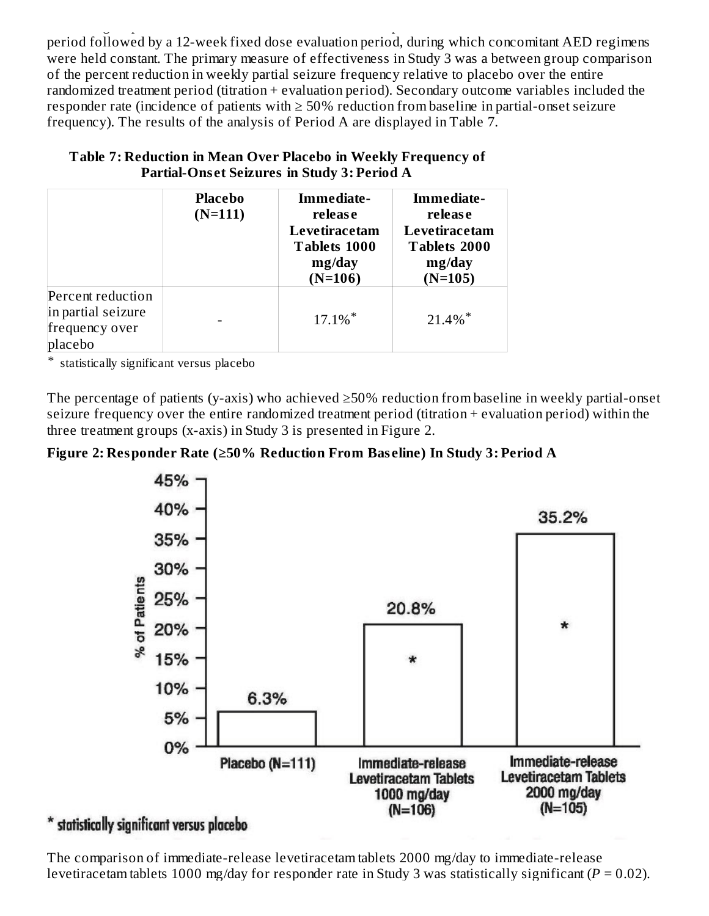period followed by a 12-week fixed dose evaluation period, during which concomitant AED regimens were held constant. The primary measure of effectiveness in Study 3 was a between group comparison of the percent reduction in weekly partial seizure frequency relative to placebo over the entire randomized treatment period (titration + evaluation period). Secondary outcome variables included the responder rate (incidence of patients with ≥ 50% reduction from baseline in partial-onset seizure frequency). The results of the analysis of Period A are displayed in Table 7.

**Table 7: Reduction in Mean Over Placebo in Weekly Frequency of Partial-Onset Seizures in Study 3: Period A**

| | Placebo (N=111) | Immediate-release Levetiracetam Tablets 1000 mg/day (N=106) | Immediate-release Levetiracetam Tablets 2000 mg/day (N=105) |
|---|---|---|---|
| Percent reduction in partial seizure frequency over placebo | - | 17.1%* | 21.4%* |

* statistically significant versus placebo

The percentage of patients (y-axis) who achieved ≥50% reduction from baseline in weekly partial-onset seizure frequency over the entire randomized treatment period (titration + evaluation period) within the three treatment groups (x-axis) in Study 3 is presented in Figure 2.

**Figure 2: Responder Rate (≥50% Reduction From Baseline) In Study 3: Period A**

| | % of Patients |
|---|---|
| Placebo (N=111) | 6.3% |
| Immediate-release Levetiracetam Tablets 1000 mg/day (N=106) | 20.8%* |
| Immediate-release Levetiracetam Tablets 2000 mg/day (N=105) | 35.2%* |

* statistically significant versus placebo

The comparison of immediate-release levetiracetam tablets 2000 mg/day to immediate-release levetiracetam tablets 1000 mg/day for responder rate in Study 3 was statistically significant ($P = 0.02$).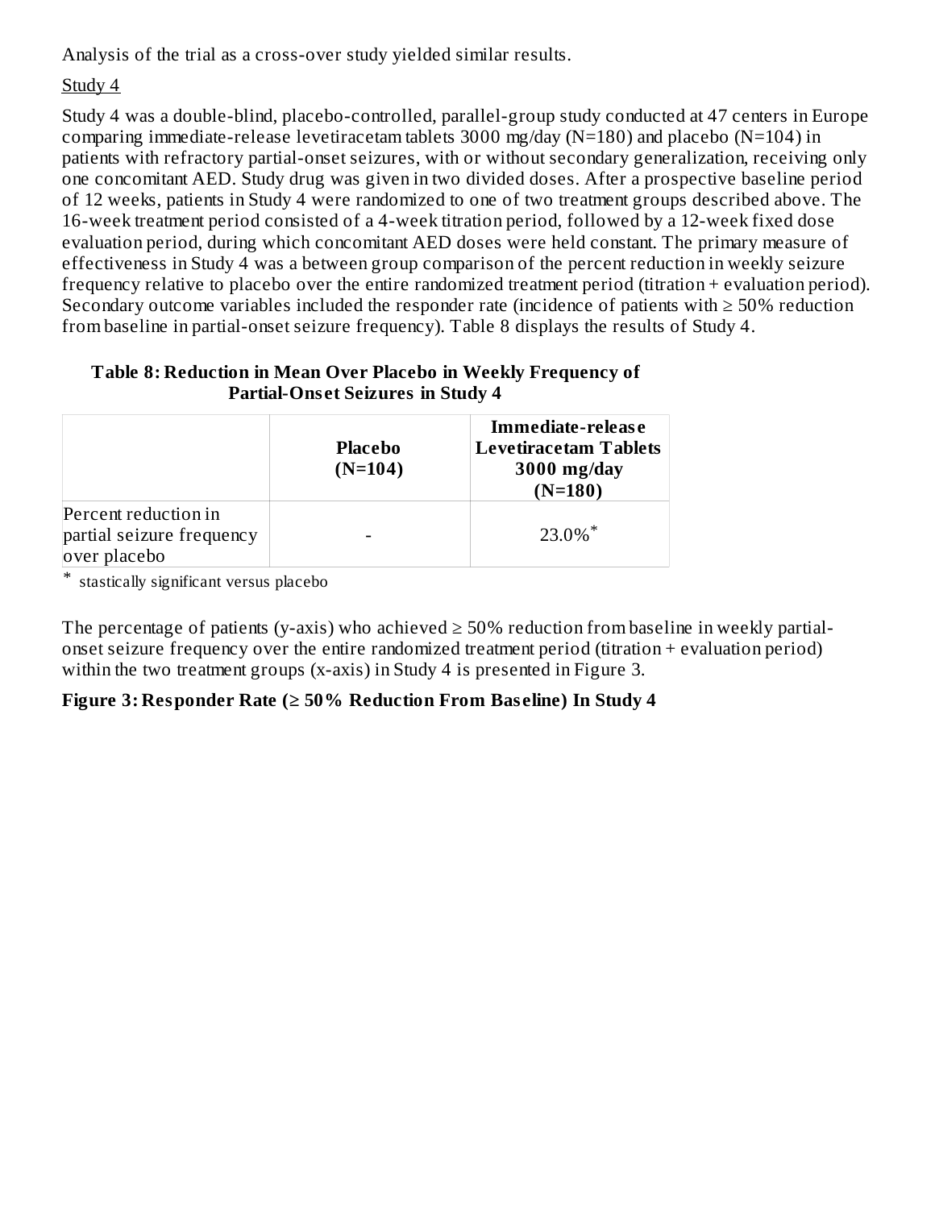Analysis of the trial as a cross-over study yielded similar results.

Study 4

Study 4 was a double-blind, placebo-controlled, parallel-group study conducted at 47 centers in Europe comparing immediate-release levetiracetam tablets 3000 mg/day (N=180) and placebo (N=104) in patients with refractory partial-onset seizures, with or without secondary generalization, receiving only one concomitant AED. Study drug was given in two divided doses. After a prospective baseline period of 12 weeks, patients in Study 4 were randomized to one of two treatment groups described above. The 16-week treatment period consisted of a 4-week titration period, followed by a 12-week fixed dose evaluation period, during which concomitant AED doses were held constant. The primary measure of effectiveness in Study 4 was a between group comparison of the percent reduction in weekly seizure frequency relative to placebo over the entire randomized treatment period (titration + evaluation period). Secondary outcome variables included the responder rate (incidence of patients with ≥ 50% reduction from baseline in partial-onset seizure frequency). Table 8 displays the results of Study 4.

**Table 8: Reduction in Mean Over Placebo in Weekly Frequency of Partial-Onset Seizures in Study 4**

| | Placebo (N=104) | Immediate-release Levetiracetam Tablets 3000 mg/day (N=180) |
|---|---|---|
| Percent reduction in partial seizure frequency over placebo | - | 23.0%* |

\* stastically significant versus placebo

The percentage of patients (y-axis) who achieved ≥ 50% reduction from baseline in weekly partial-onset seizure frequency over the entire randomized treatment period (titration + evaluation period) within the two treatment groups (x-axis) in Study 4 is presented in Figure 3.

**Figure 3: Responder Rate (≥ 50% Reduction From Baseline) In Study 4**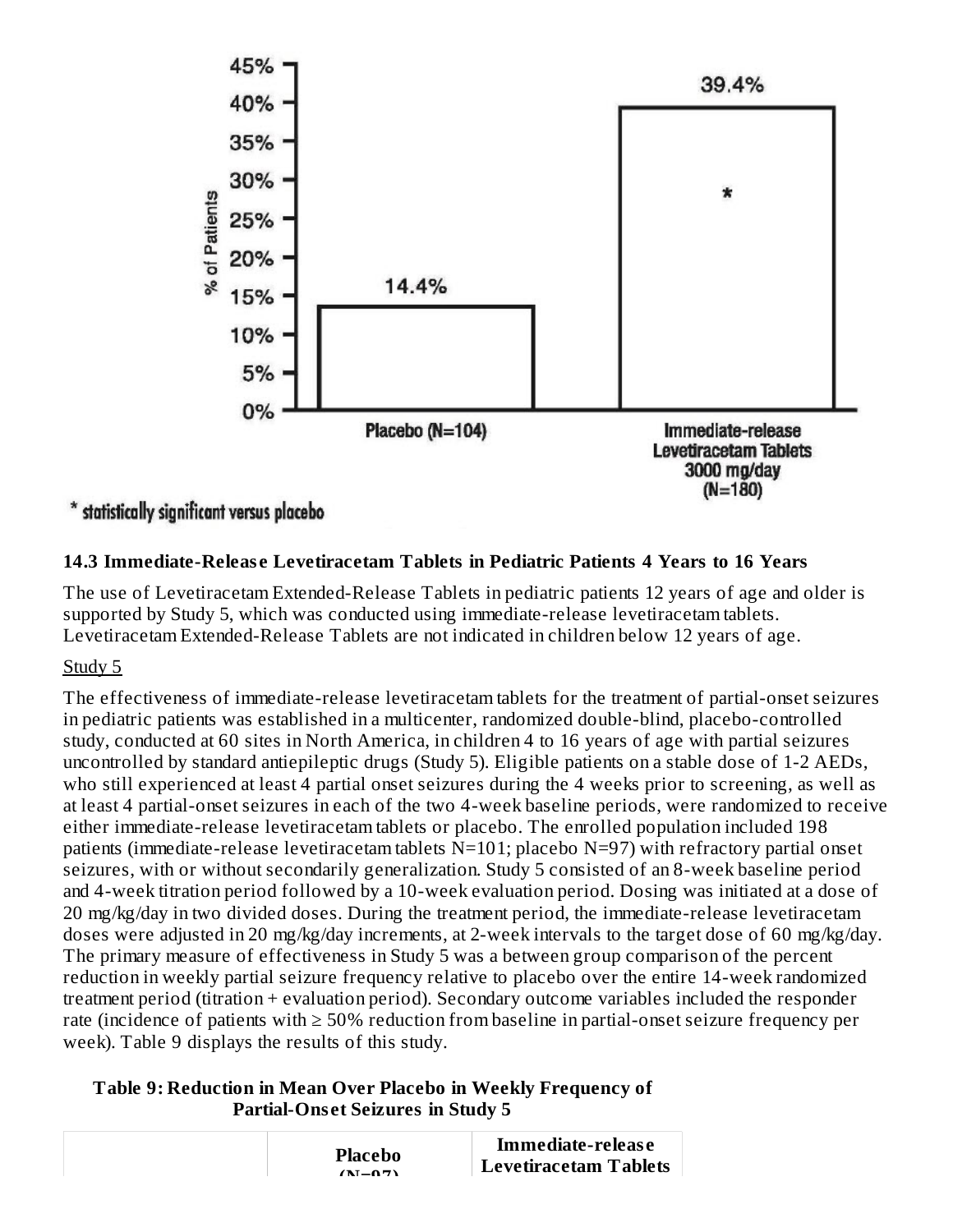45%
40%
35%
30%
25%
20%
15%
10%
5%
0%

% of Patients

14.4%

39.4%

*

Placebo (N=104)

Immediate-release Levetiracetam Tablets 3000 mg/day (N=180)

* statistically significant versus placebo

### 14.3 Immediate-Release Levetiracetam Tablets in Pediatric Patients 4 Years to 16 Years

The use of Levetiracetam Extended-Release Tablets in pediatric patients 12 years of age and older is supported by Study 5, which was conducted using immediate-release levetiracetam tablets. Levetiracetam Extended-Release Tablets are not indicated in children below 12 years of age.

Study 5

The effectiveness of immediate-release levetiracetam tablets for the treatment of partial-onset seizures in pediatric patients was established in a multicenter, randomized double-blind, placebo-controlled study, conducted at 60 sites in North America, in children 4 to 16 years of age with partial seizures uncontrolled by standard antiepileptic drugs (Study 5). Eligible patients on a stable dose of 1-2 AEDs, who still experienced at least 4 partial onset seizures during the 4 weeks prior to screening, as well as at least 4 partial-onset seizures in each of the two 4-week baseline periods, were randomized to receive either immediate-release levetiracetam tablets or placebo. The enrolled population included 198 patients (immediate-release levetiracetam tablets N=101; placebo N=97) with refractory partial onset seizures, with or without secondarily generalization. Study 5 consisted of an 8-week baseline period and 4-week titration period followed by a 10-week evaluation period. Dosing was initiated at a dose of 20 mg/kg/day in two divided doses. During the treatment period, the immediate-release levetiracetam doses were adjusted in 20 mg/kg/day increments, at 2-week intervals to the target dose of 60 mg/kg/day. The primary measure of effectiveness in Study 5 was a between group comparison of the percent reduction in weekly partial seizure frequency relative to placebo over the entire 14-week randomized treatment period (titration + evaluation period). Secondary outcome variables included the responder rate (incidence of patients with ≥ 50% reduction from baseline in partial-onset seizure frequency per week). Table 9 displays the results of this study.

**Table 9: Reduction in Mean Over Placebo in Weekly Frequency of Partial-Onset Seizures in Study 5**

| | Placebo (N=97) | Immediate-release Levetiracetam Tablets |
|---|---|---|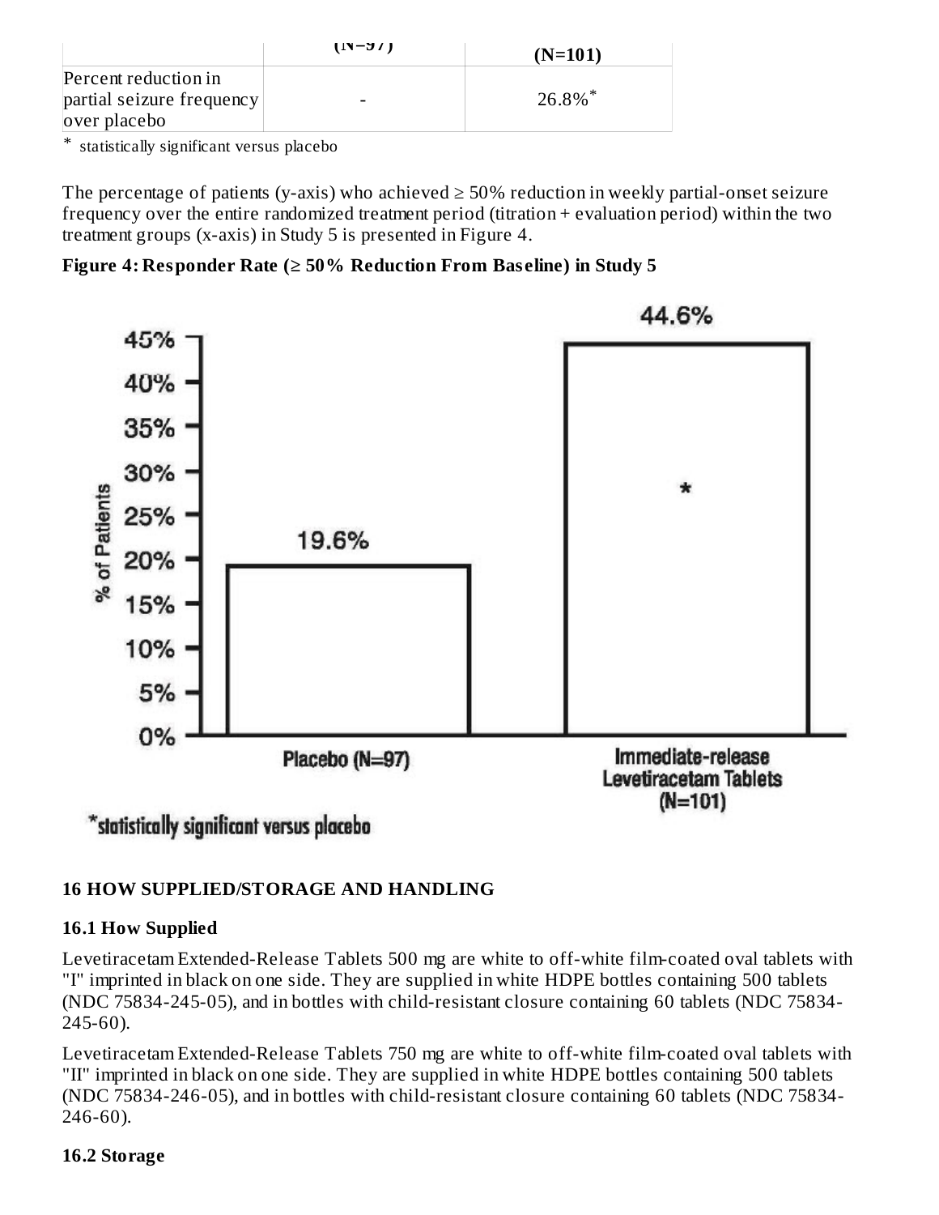| | (N=97) | (N=101) |
|---|---|---|
| Percent reduction in partial seizure frequency over placebo | - | 26.8%* |

\* statistically significant versus placebo

The percentage of patients (y-axis) who achieved ≥ 50% reduction in weekly partial-onset seizure frequency over the entire randomized treatment period (titration + evaluation period) within the two treatment groups (x-axis) in Study 5 is presented in Figure 4.

**Figure 4: Responder Rate (≥ 50% Reduction From Baseline) in Study 5**

| | Placebo (N=97) | Immediate-release Levetiracetam Tablets (N=101) |
|---|---|---|
| % of Patients | 19.6% | 44.6%* |

\*statistically significant versus placebo

## 16 HOW SUPPLIED/STORAGE AND HANDLING

### 16.1 How Supplied

Levetiracetam Extended-Release Tablets 500 mg are white to off-white film-coated oval tablets with "I" imprinted in black on one side. They are supplied in white HDPE bottles containing 500 tablets (NDC 75834-245-05), and in bottles with child-resistant closure containing 60 tablets (NDC 75834-245-60).

Levetiracetam Extended-Release Tablets 750 mg are white to off-white film-coated oval tablets with "II" imprinted in black on one side. They are supplied in white HDPE bottles containing 500 tablets (NDC 75834-246-05), and in bottles with child-resistant closure containing 60 tablets (NDC 75834-246-60).

### 16.2 Storage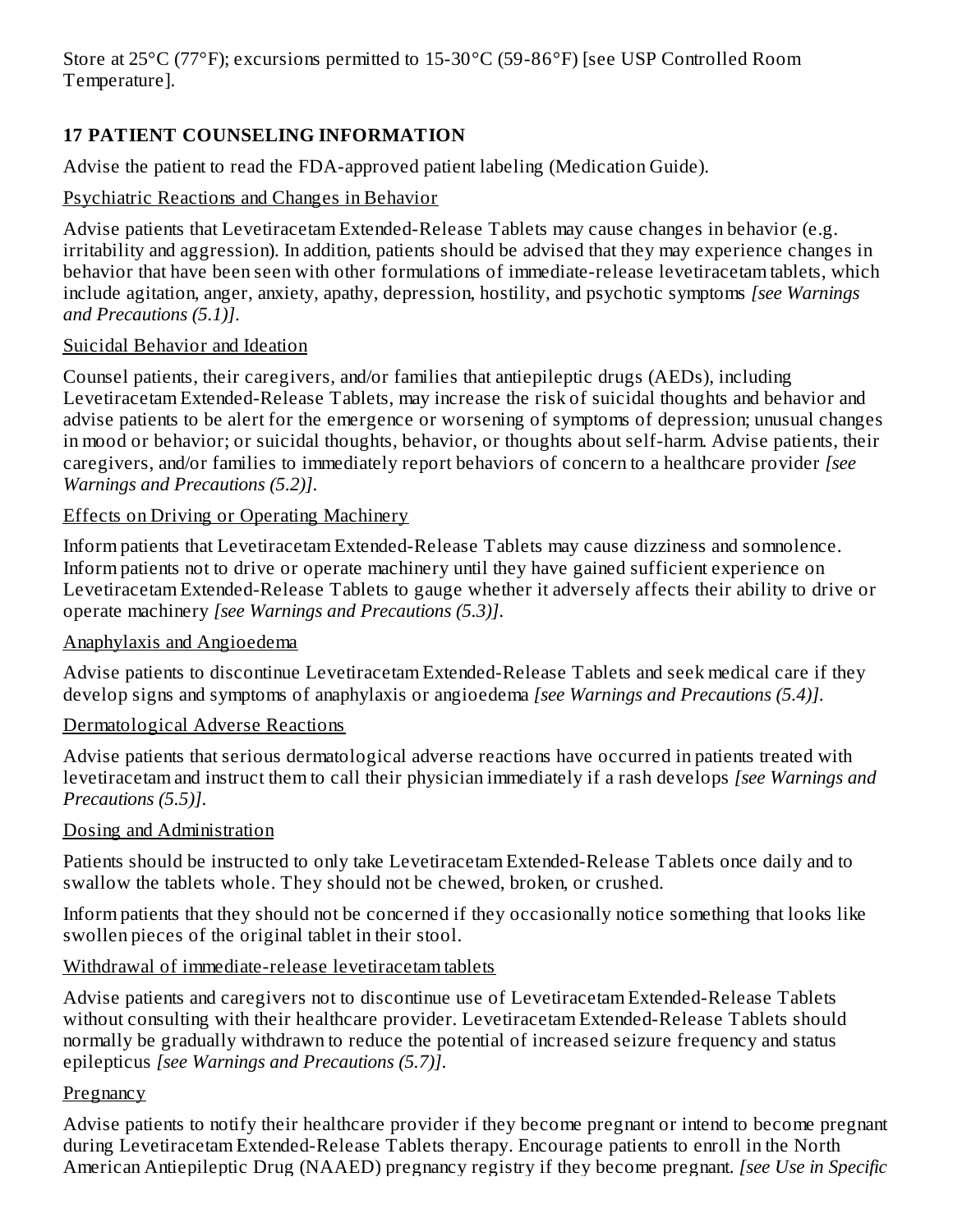Store at 25°C (77°F); excursions permitted to 15-30°C (59-86°F) [see USP Controlled Room Temperature].

## 17 PATIENT COUNSELING INFORMATION

Advise the patient to read the FDA-approved patient labeling (Medication Guide).

Psychiatric Reactions and Changes in Behavior

Advise patients that Levetiracetam Extended-Release Tablets may cause changes in behavior (e.g. irritability and aggression). In addition, patients should be advised that they may experience changes in behavior that have been seen with other formulations of immediate-release levetiracetam tablets, which include agitation, anger, anxiety, apathy, depression, hostility, and psychotic symptoms *[see Warnings and Precautions (5.1)]*.

Suicidal Behavior and Ideation

Counsel patients, their caregivers, and/or families that antiepileptic drugs (AEDs), including Levetiracetam Extended-Release Tablets, may increase the risk of suicidal thoughts and behavior and advise patients to be alert for the emergence or worsening of symptoms of depression; unusual changes in mood or behavior; or suicidal thoughts, behavior, or thoughts about self-harm. Advise patients, their caregivers, and/or families to immediately report behaviors of concern to a healthcare provider *[see Warnings and Precautions (5.2)]*.

Effects on Driving or Operating Machinery

Inform patients that Levetiracetam Extended-Release Tablets may cause dizziness and somnolence. Inform patients not to drive or operate machinery until they have gained sufficient experience on Levetiracetam Extended-Release Tablets to gauge whether it adversely affects their ability to drive or operate machinery *[see Warnings and Precautions (5.3)]*.

Anaphylaxis and Angioedema

Advise patients to discontinue Levetiracetam Extended-Release Tablets and seek medical care if they develop signs and symptoms of anaphylaxis or angioedema *[see Warnings and Precautions (5.4)]*.

Dermatological Adverse Reactions

Advise patients that serious dermatological adverse reactions have occurred in patients treated with levetiracetam and instruct them to call their physician immediately if a rash develops *[see Warnings and Precautions (5.5)]*.

Dosing and Administration

Patients should be instructed to only take Levetiracetam Extended-Release Tablets once daily and to swallow the tablets whole. They should not be chewed, broken, or crushed.

Inform patients that they should not be concerned if they occasionally notice something that looks like swollen pieces of the original tablet in their stool.

Withdrawal of immediate-release levetiracetam tablets

Advise patients and caregivers not to discontinue use of Levetiracetam Extended-Release Tablets without consulting with their healthcare provider. Levetiracetam Extended-Release Tablets should normally be gradually withdrawn to reduce the potential of increased seizure frequency and status epilepticus *[see Warnings and Precautions (5.7)]*.

Pregnancy

Advise patients to notify their healthcare provider if they become pregnant or intend to become pregnant during Levetiracetam Extended-Release Tablets therapy. Encourage patients to enroll in the North American Antiepileptic Drug (NAAED) pregnancy registry if they become pregnant. *[see Use in Specific*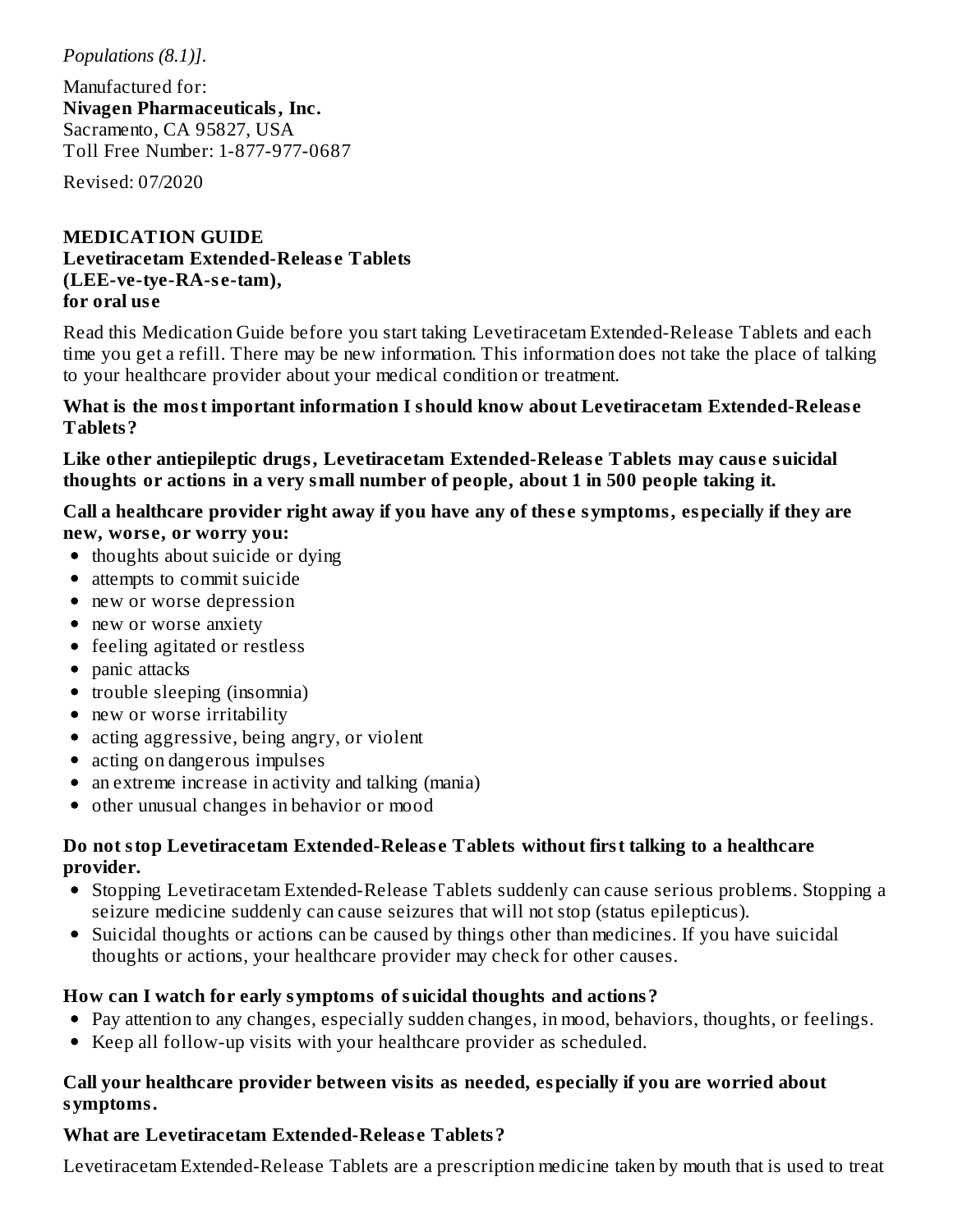*Populations (8.1)]*.

Manufactured for:
**Nivagen Pharmaceuticals, Inc.**
Sacramento, CA 95827, USA
Toll Free Number: 1-877-977-0687

Revised: 07/2020

## MEDICATION GUIDE
**Levetiracetam Extended-Release Tablets**
**(LEE-ve-tye-RA-se-tam),**
**for oral use**

Read this Medication Guide before you start taking Levetiracetam Extended-Release Tablets and each time you get a refill. There may be new information. This information does not take the place of talking to your healthcare provider about your medical condition or treatment.

**What is the most important information I should know about Levetiracetam Extended-Release Tablets?**

**Like other antiepileptic drugs, Levetiracetam Extended-Release Tablets may cause suicidal thoughts or actions in a very small number of people, about 1 in 500 people taking it.**

**Call a healthcare provider right away if you have any of these symptoms, especially if they are new, worse, or worry you:**

- thoughts about suicide or dying
- attempts to commit suicide
- new or worse depression
- new or worse anxiety
- feeling agitated or restless
- panic attacks
- trouble sleeping (insomnia)
- new or worse irritability
- acting aggressive, being angry, or violent
- acting on dangerous impulses
- an extreme increase in activity and talking (mania)
- other unusual changes in behavior or mood

**Do not stop Levetiracetam Extended-Release Tablets without first talking to a healthcare provider.**

- Stopping Levetiracetam Extended-Release Tablets suddenly can cause serious problems. Stopping a seizure medicine suddenly can cause seizures that will not stop (status epilepticus).
- Suicidal thoughts or actions can be caused by things other than medicines. If you have suicidal thoughts or actions, your healthcare provider may check for other causes.

**How can I watch for early symptoms of suicidal thoughts and actions?**

- Pay attention to any changes, especially sudden changes, in mood, behaviors, thoughts, or feelings.
- Keep all follow-up visits with your healthcare provider as scheduled.

**Call your healthcare provider between visits as needed, especially if you are worried about symptoms.**

**What are Levetiracetam Extended-Release Tablets?**

Levetiracetam Extended-Release Tablets are a prescription medicine taken by mouth that is used to treat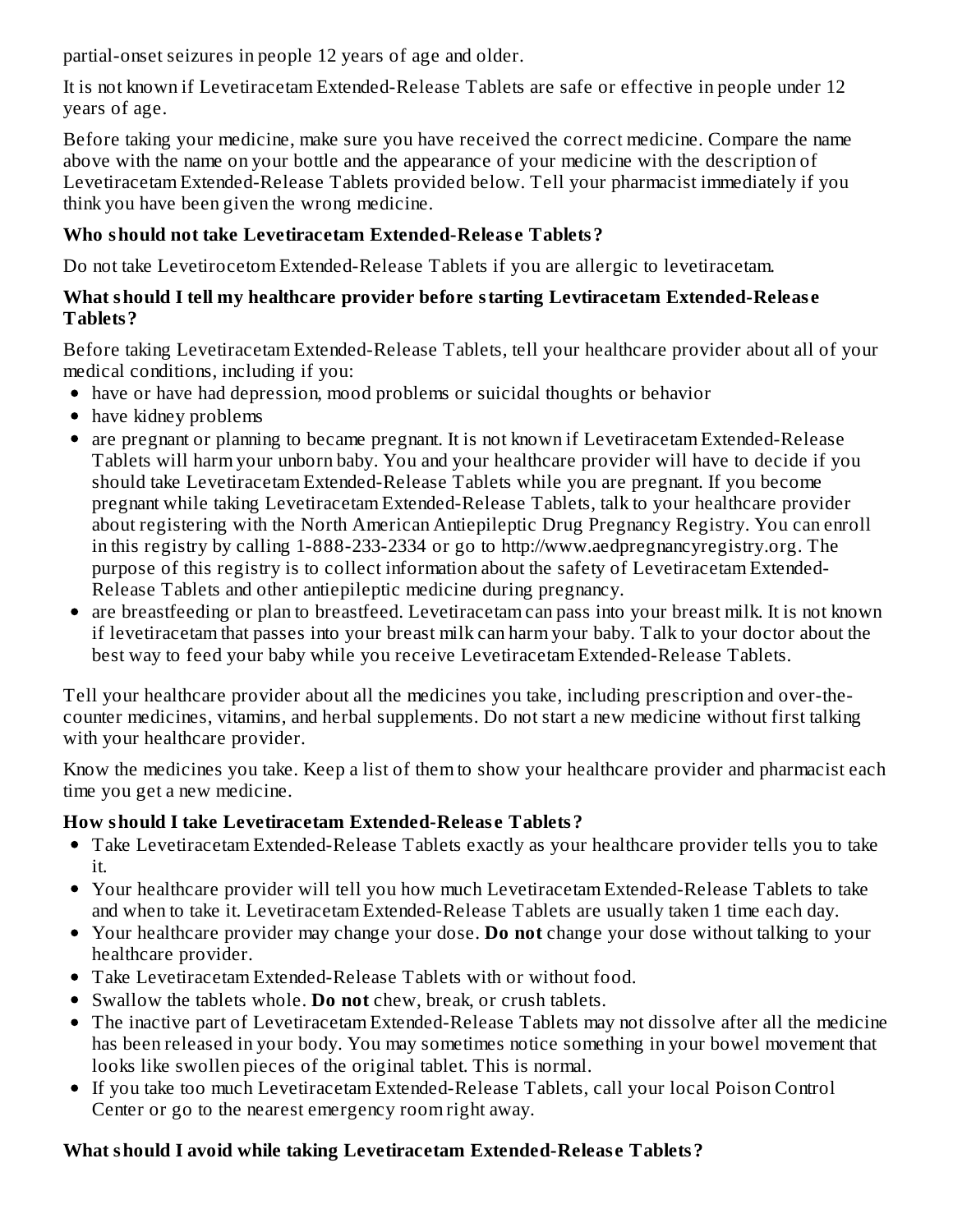partial-onset seizures in people 12 years of age and older.

It is not known if Levetiracetam Extended-Release Tablets are safe or effective in people under 12 years of age.

Before taking your medicine, make sure you have received the correct medicine. Compare the name above with the name on your bottle and the appearance of your medicine with the description of Levetiracetam Extended-Release Tablets provided below. Tell your pharmacist immediately if you think you have been given the wrong medicine.

**Who should not take Levetiracetam Extended-Release Tablets?**

Do not take Levetirocetom Extended-Release Tablets if you are allergic to levetiracetam.

**What should I tell my healthcare provider before starting Levtiracetam Extended-Release Tablets?**

Before taking Levetiracetam Extended-Release Tablets, tell your healthcare provider about all of your medical conditions, including if you:

- have or have had depression, mood problems or suicidal thoughts or behavior
- have kidney problems
- are pregnant or planning to became pregnant. It is not known if Levetiracetam Extended-Release Tablets will harm your unborn baby. You and your healthcare provider will have to decide if you should take Levetiracetam Extended-Release Tablets while you are pregnant. If you become pregnant while taking Levetiracetam Extended-Release Tablets, talk to your healthcare provider about registering with the North American Antiepileptic Drug Pregnancy Registry. You can enroll in this registry by calling 1-888-233-2334 or go to http://www.aedpregnancyregistry.org. The purpose of this registry is to collect information about the safety of Levetiracetam Extended-Release Tablets and other antiepileptic medicine during pregnancy.
- are breastfeeding or plan to breastfeed. Levetiracetam can pass into your breast milk. It is not known if levetiracetam that passes into your breast milk can harm your baby. Talk to your doctor about the best way to feed your baby while you receive Levetiracetam Extended-Release Tablets.

Tell your healthcare provider about all the medicines you take, including prescription and over-the-counter medicines, vitamins, and herbal supplements. Do not start a new medicine without first talking with your healthcare provider.

Know the medicines you take. Keep a list of them to show your healthcare provider and pharmacist each time you get a new medicine.

**How should I take Levetiracetam Extended-Release Tablets?**

- Take Levetiracetam Extended-Release Tablets exactly as your healthcare provider tells you to take it.
- Your healthcare provider will tell you how much Levetiracetam Extended-Release Tablets to take and when to take it. Levetiracetam Extended-Release Tablets are usually taken 1 time each day.
- Your healthcare provider may change your dose. **Do not** change your dose without talking to your healthcare provider.
- Take Levetiracetam Extended-Release Tablets with or without food.
- Swallow the tablets whole. **Do not** chew, break, or crush tablets.
- The inactive part of Levetiracetam Extended-Release Tablets may not dissolve after all the medicine has been released in your body. You may sometimes notice something in your bowel movement that looks like swollen pieces of the original tablet. This is normal.
- If you take too much Levetiracetam Extended-Release Tablets, call your local Poison Control Center or go to the nearest emergency room right away.

**What should I avoid while taking Levetiracetam Extended-Release Tablets?**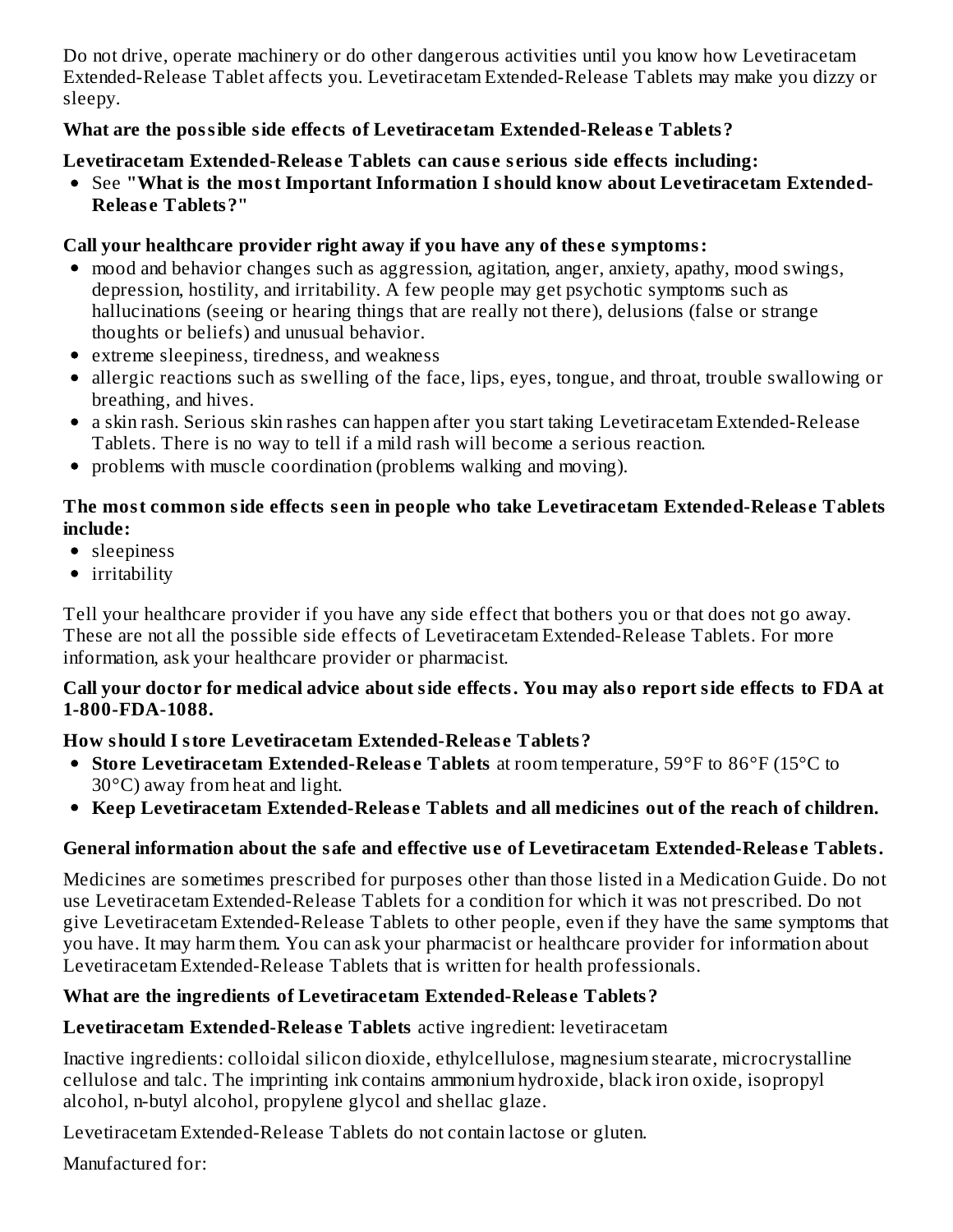Do not drive, operate machinery or do other dangerous activities until you know how Levetiracetam Extended-Release Tablet affects you. Levetiracetam Extended-Release Tablets may make you dizzy or sleepy.

**What are the possible side effects of Levetiracetam Extended-Release Tablets?**

**Levetiracetam Extended-Release Tablets can cause serious side effects including:**

- See **"What is the most Important Information I should know about Levetiracetam Extended-Release Tablets?"**

**Call your healthcare provider right away if you have any of these symptoms:**

- mood and behavior changes such as aggression, agitation, anger, anxiety, apathy, mood swings, depression, hostility, and irritability. A few people may get psychotic symptoms such as hallucinations (seeing or hearing things that are really not there), delusions (false or strange thoughts or beliefs) and unusual behavior.
- extreme sleepiness, tiredness, and weakness
- allergic reactions such as swelling of the face, lips, eyes, tongue, and throat, trouble swallowing or breathing, and hives.
- a skin rash. Serious skin rashes can happen after you start taking Levetiracetam Extended-Release Tablets. There is no way to tell if a mild rash will become a serious reaction.
- problems with muscle coordination (problems walking and moving).

**The most common side effects seen in people who take Levetiracetam Extended-Release Tablets include:**

- sleepiness
- irritability

Tell your healthcare provider if you have any side effect that bothers you or that does not go away. These are not all the possible side effects of Levetiracetam Extended-Release Tablets. For more information, ask your healthcare provider or pharmacist.

**Call your doctor for medical advice about side effects. You may also report side effects to FDA at 1-800-FDA-1088.**

**How should I store Levetiracetam Extended-Release Tablets?**

- **Store Levetiracetam Extended-Release Tablets** at room temperature, 59°F to 86°F (15°C to 30°C) away from heat and light.
- **Keep Levetiracetam Extended-Release Tablets and all medicines out of the reach of children.**

**General information about the safe and effective use of Levetiracetam Extended-Release Tablets.**

Medicines are sometimes prescribed for purposes other than those listed in a Medication Guide. Do not use Levetiracetam Extended-Release Tablets for a condition for which it was not prescribed. Do not give Levetiracetam Extended-Release Tablets to other people, even if they have the same symptoms that you have. It may harm them. You can ask your pharmacist or healthcare provider for information about Levetiracetam Extended-Release Tablets that is written for health professionals.

**What are the ingredients of Levetiracetam Extended-Release Tablets?**

**Levetiracetam Extended-Release Tablets** active ingredient: levetiracetam

Inactive ingredients: colloidal silicon dioxide, ethylcellulose, magnesium stearate, microcrystalline cellulose and talc. The imprinting ink contains ammonium hydroxide, black iron oxide, isopropyl alcohol, n-butyl alcohol, propylene glycol and shellac glaze.

Levetiracetam Extended-Release Tablets do not contain lactose or gluten.

Manufactured for: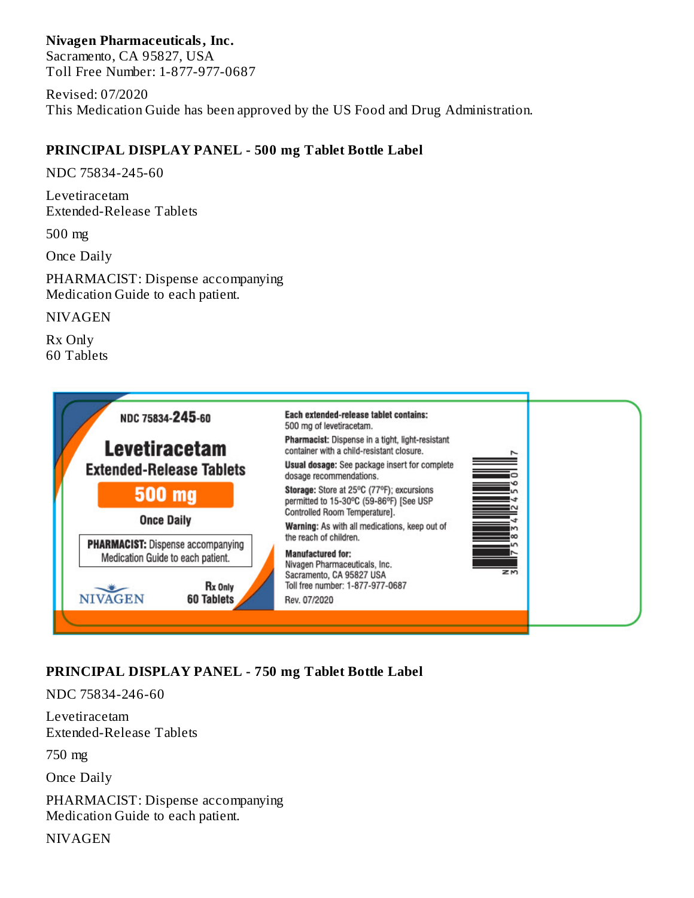**Nivagen Pharmaceuticals, Inc.**
Sacramento, CA 95827, USA
Toll Free Number: 1-877-977-0687

Revised: 07/2020
This Medication Guide has been approved by the US Food and Drug Administration.

## PRINCIPAL DISPLAY PANEL - 500 mg Tablet Bottle Label

NDC 75834-245-60

Levetiracetam
Extended-Release Tablets

500 mg

Once Daily

PHARMACIST: Dispense accompanying
Medication Guide to each patient.

NIVAGEN

Rx Only
60 Tablets

NDC 75834-245-60

Levetiracetam
Extended-Release Tablets

500 mg

Once Daily

**PHARMACIST:** Dispense accompanying Medication Guide to each patient.

NIVAGEN

Rx Only
60 Tablets

**Each extended-release tablet contains:** 500 mg of levetiracetam.

**Pharmacist:** Dispense in a tight, light-resistant container with a child-resistant closure.

**Usual dosage:** See package insert for complete dosage recommendations.

**Storage:** Store at 25ºC (77ºF); excursions permitted to 15-30ºC (59-86ºF) [See USP Controlled Room Temperature].

**Warning:** As with all medications, keep out of the reach of children.

**Manufactured for:**
Nivagen Pharmaceuticals, Inc.
Sacramento, CA 95827 USA
Toll free number: 1-877-977-0687

Rev. 07/2020

N 3 75834 24560 7

## PRINCIPAL DISPLAY PANEL - 750 mg Tablet Bottle Label

NDC 75834-246-60

Levetiracetam
Extended-Release Tablets

750 mg

Once Daily

PHARMACIST: Dispense accompanying
Medication Guide to each patient.

NIVAGEN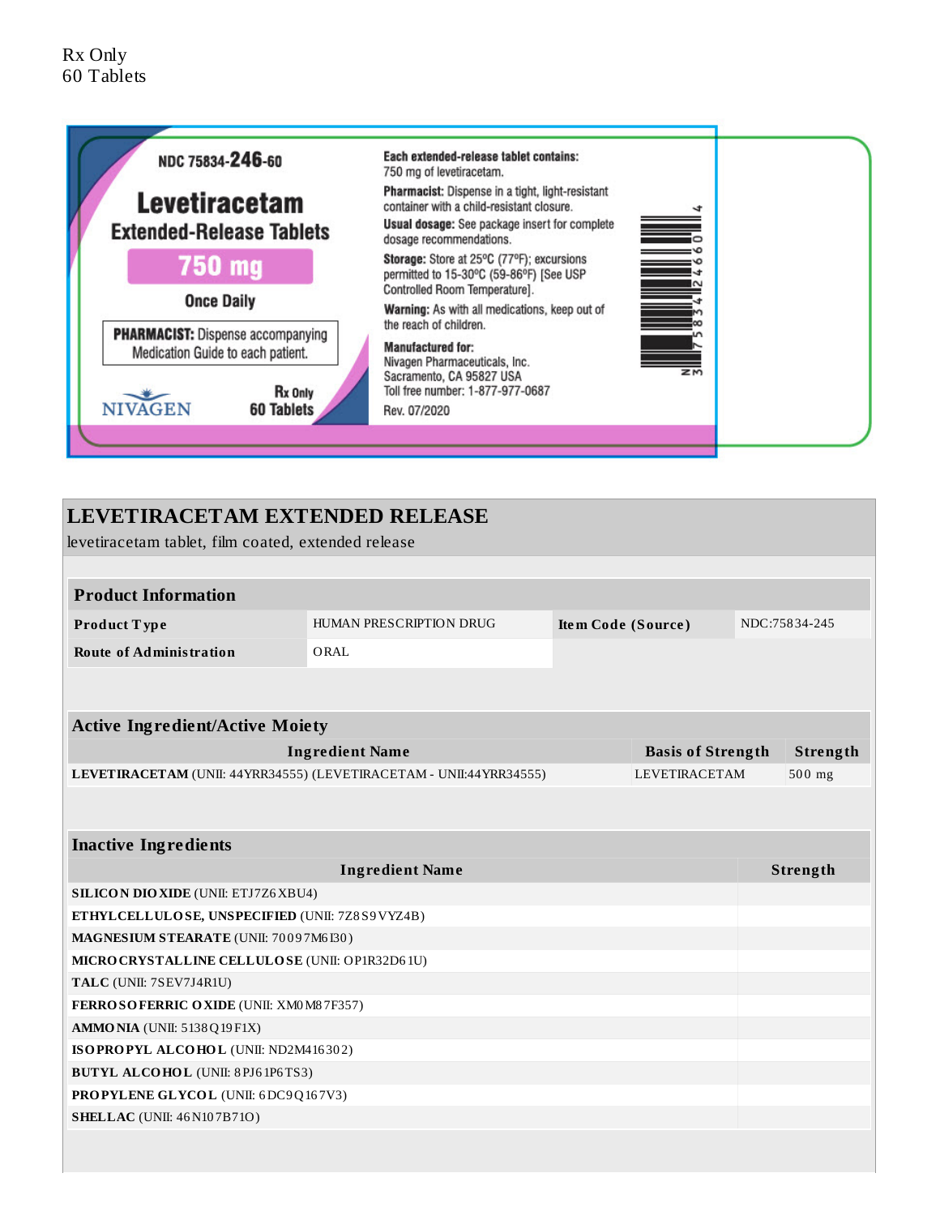Rx Only
60 Tablets

NDC 75834-**246**-60

**Levetiracetam**
**Extended-Release Tablets**
**750 mg**
**Once Daily**

**PHARMACIST:** Dispense accompanying Medication Guide to each patient.

NIVAGEN

**Rx Only**
**60 Tablets**

**Each extended-release tablet contains:** 750 mg of levetiracetam.

**Pharmacist:** Dispense in a tight, light-resistant container with a child-resistant closure.

**Usual dosage:** See package insert for complete dosage recommendations.

**Storage:** Store at 25ºC (77ºF); excursions permitted to 15-30ºC (59-86ºF) [See USP Controlled Room Temperature].

**Warning:** As with all medications, keep out of the reach of children.

**Manufactured for:**
Nivagen Pharmaceuticals, Inc.
Sacramento, CA 95827 USA
Toll free number: 1-877-977-0687

Rev. 07/2020

N 3 75834 24660 4

## LEVETIRACETAM EXTENDED RELEASE

levetiracetam tablet, film coated, extended release

| **Product Information** | | | |
|---|---|---|---|
| **Product Type** | HUMAN PRESCRIPTION DRUG | **Item Code (Source)** | NDC:75834-245 |
| **Route of Administration** | ORAL | | |

| **Active Ingredient/Active Moiety** | | |
|---|---|---|
| **Ingredient Name** | **Basis of Strength** | **Strength** |
| **LEVETIRACETAM** (UNII: 44YRR34555) (LEVETIRACETAM - UNII:44YRR34555) | LEVETIRACETAM | 500 mg |

| **Inactive Ingredients** | |
|---|---|
| **Ingredient Name** | **Strength** |
| **SILICON DIOXIDE** (UNII: ETJ7Z6XBU4) | |
| **ETHYLCELLULOSE, UNSPECIFIED** (UNII: 7Z8S9VYZ4B) | |
| **MAGNESIUM STEARATE** (UNII: 70097M6I30) | |
| **MICROCRYSTALLINE CELLULOSE** (UNII: OP1R32D61U) | |
| **TALC** (UNII: 7SEV7J4R1U) | |
| **FERROSOFERRIC OXIDE** (UNII: XM0M87F357) | |
| **AMMONIA** (UNII: 5138Q19F1X) | |
| **ISOPROPYL ALCOHOL** (UNII: ND2M416302) | |
| **BUTYL ALCOHOL** (UNII: 8PJ61P6TS3) | |
| **PROPYLENE GLYCOL** (UNII: 6DC9Q167V3) | |
| **SHELLAC** (UNII: 46N107B71O) | |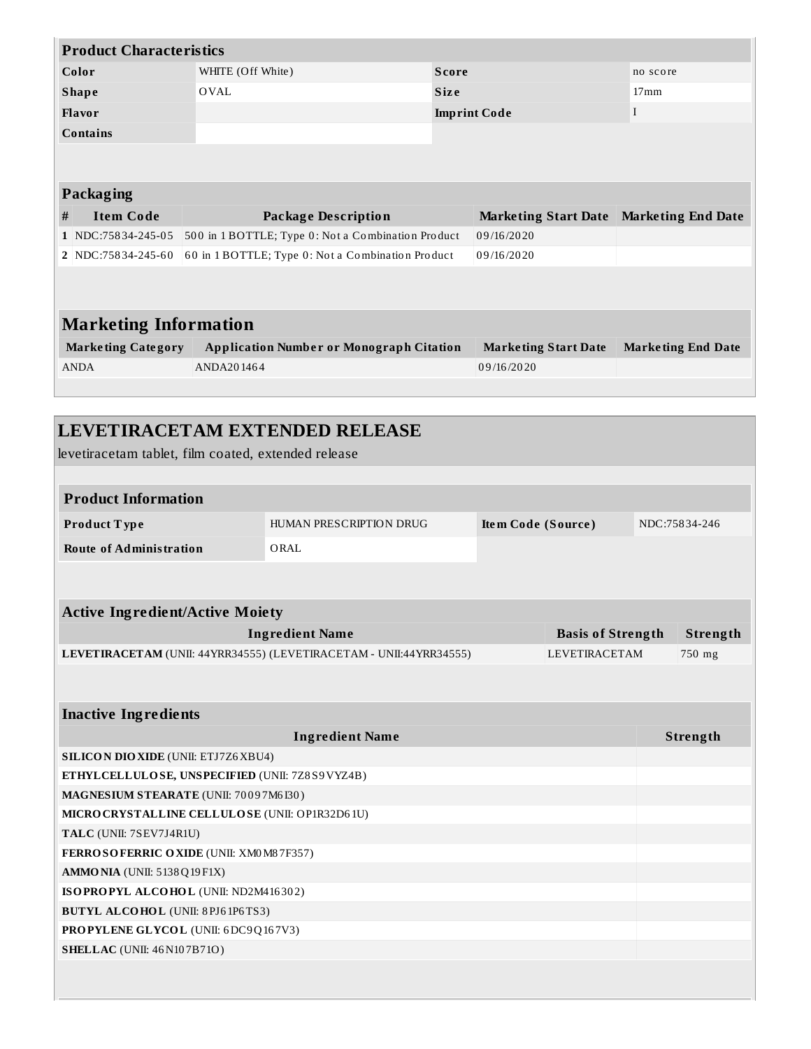| Product Characteristics | | | |
|---|---|---|---|
| **Color** | WHITE (Off White) | **Score** | no score |
| **Shape** | OVAL | **Size** | 17mm |
| **Flavor** | | **Imprint Code** | I |
| **Contains** | | | |

| Packaging | | | | |
|---|---|---|---|---|
| **#** | **Item Code** | **Package Description** | **Marketing Start Date** | **Marketing End Date** |
| **1** | NDC:75834-245-05 | 500 in 1 BOTTLE; Type 0: Not a Combination Product | 09/16/2020 | |
| **2** | NDC:75834-245-60 | 60 in 1 BOTTLE; Type 0: Not a Combination Product | 09/16/2020 | |

| Marketing Information | | | |
|---|---|---|---|
| **Marketing Category** | **Application Number or Monograph Citation** | **Marketing Start Date** | **Marketing End Date** |
| ANDA | ANDA201464 | 09/16/2020 | |

## LEVETIRACETAM EXTENDED RELEASE

levetiracetam tablet, film coated, extended release

| Product Information | | | |
|---|---|---|---|
| **Product Type** | HUMAN PRESCRIPTION DRUG | **Item Code (Source)** | NDC:75834-246 |
| **Route of Administration** | ORAL | | |

| Active Ingredient/Active Moiety | | |
|---|---|---|
| **Ingredient Name** | **Basis of Strength** | **Strength** |
| **LEVETIRACETAM** (UNII: 44YRR34555) (LEVETIRACETAM - UNII:44YRR34555) | LEVETIRACETAM | 750 mg |

| Inactive Ingredients | |
|---|---|
| **Ingredient Name** | **Strength** |
| **SILICON DIOXIDE** (UNII: ETJ7Z6XBU4) | |
| **ETHYLCELLULOSE, UNSPECIFIED** (UNII: 7Z8S9VYZ4B) | |
| **MAGNESIUM STEARATE** (UNII: 70097M6I30) | |
| **MICROCRYSTALLINE CELLULOSE** (UNII: OP1R32D61U) | |
| **TALC** (UNII: 7SEV7J4R1U) | |
| **FERROSOFERRIC OXIDE** (UNII: XM0M87F357) | |
| **AMMONIA** (UNII: 5138Q19F1X) | |
| **ISOPROPYL ALCOHOL** (UNII: ND2M416302) | |
| **BUTYL ALCOHOL** (UNII: 8PJ61P6TS3) | |
| **PROPYLENE GLYCOL** (UNII: 6DC9Q167V3) | |
| **SHELLAC** (UNII: 46N107B71O) | |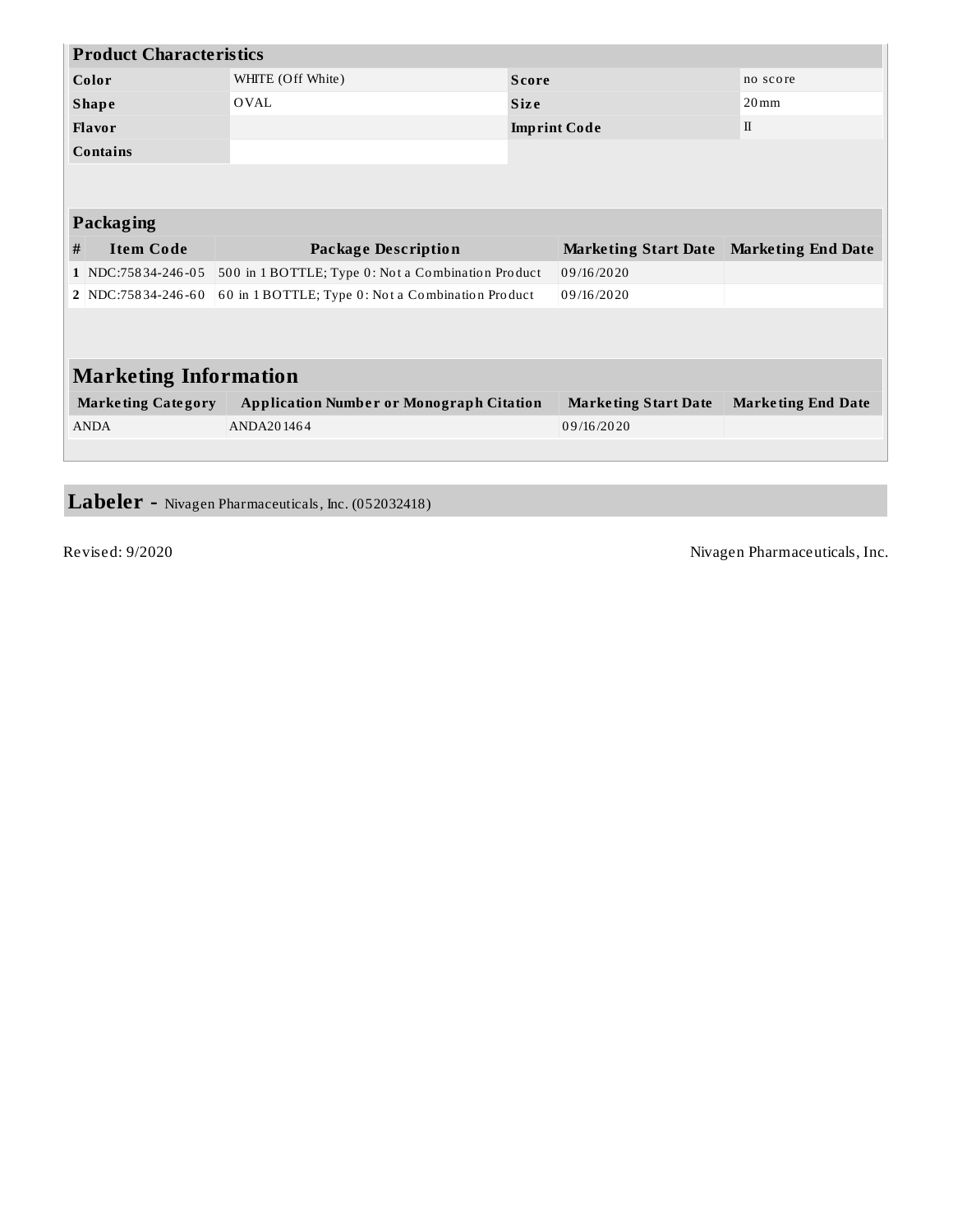| Product Characteristics | | | |
| --- | --- | --- | --- |
| **Color** | WHITE (Off White) | **Score** | no score |
| **Shape** | OVAL | **Size** | 20mm |
| **Flavor** | | **Imprint Code** | II |
| **Contains** | | | |

### Packaging

| # | Item Code | Package Description | Marketing Start Date | Marketing End Date |
| --- | --- | --- | --- | --- |
| 1 | NDC:75834-246-05 | 500 in 1 BOTTLE; Type 0: Not a Combination Product | 09/16/2020 | |
| 2 | NDC:75834-246-60 | 60 in 1 BOTTLE; Type 0: Not a Combination Product | 09/16/2020 | |

## Marketing Information

| Marketing Category | Application Number or Monograph Citation | Marketing Start Date | Marketing End Date |
| --- | --- | --- | --- |
| ANDA | ANDA201464 | 09/16/2020 | |

## Labeler - Nivagen Pharmaceuticals, Inc. (052032418)

Revised: 9/2020

Nivagen Pharmaceuticals, Inc.